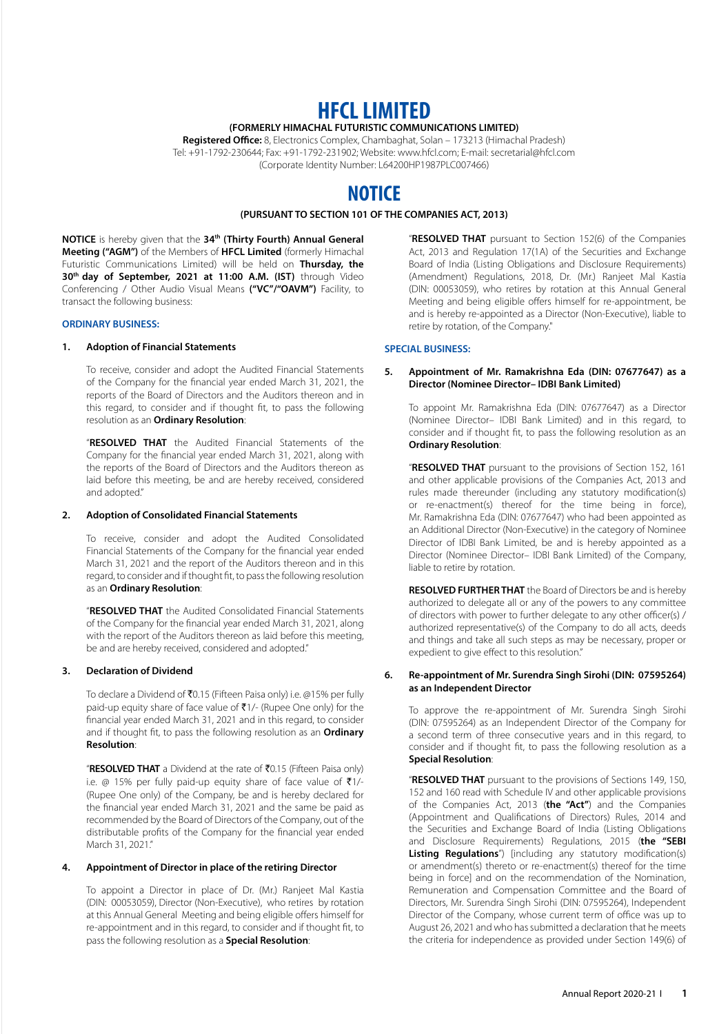# HFCL LIMITED

**(FORMERLY HIMACHAL FUTURISTIC COMMUNICATIONS LIMITED)**

**Registered Office:** 8, Electronics Complex, Chambaghat, Solan – 173213 (Himachal Pradesh)
Tel: +91-1792-230644; Fax: +91-1792-231902; Website: www.hfcl.com; E-mail: secretarial@hfcl.com
(Corporate Identity Number: L64200HP1987PLC007466)

# NOTICE

**(PURSUANT TO SECTION 101 OF THE COMPANIES ACT, 2013)**

**NOTICE** is hereby given that the **34th (Thirty Fourth) Annual General Meeting ("AGM")** of the Members of **HFCL Limited** (formerly Himachal Futuristic Communications Limited) will be held on **Thursday, the 30th day of September, 2021 at 11:00 A.M. (IST)** through Video Conferencing / Other Audio Visual Means **("VC"/"OAVM")** Facility, to transact the following business:

## ORDINARY BUSINESS:

### 1. Adoption of Financial Statements

To receive, consider and adopt the Audited Financial Statements of the Company for the financial year ended March 31, 2021, the reports of the Board of Directors and the Auditors thereon and in this regard, to consider and if thought fit, to pass the following resolution as an **Ordinary Resolution**:

"**RESOLVED THAT** the Audited Financial Statements of the Company for the financial year ended March 31, 2021, along with the reports of the Board of Directors and the Auditors thereon as laid before this meeting, be and are hereby received, considered and adopted."

### 2. Adoption of Consolidated Financial Statements

To receive, consider and adopt the Audited Consolidated Financial Statements of the Company for the financial year ended March 31, 2021 and the report of the Auditors thereon and in this regard, to consider and if thought fit, to pass the following resolution as an **Ordinary Resolution**:

"**RESOLVED THAT** the Audited Consolidated Financial Statements of the Company for the financial year ended March 31, 2021, along with the report of the Auditors thereon as laid before this meeting, be and are hereby received, considered and adopted."

### 3. Declaration of Dividend

To declare a Dividend of ₹0.15 (Fifteen Paisa only) i.e. @15% per fully paid-up equity share of face value of ₹1/- (Rupee One only) for the financial year ended March 31, 2021 and in this regard, to consider and if thought fit, to pass the following resolution as an **Ordinary Resolution**:

"**RESOLVED THAT** a Dividend at the rate of ₹0.15 (Fifteen Paisa only) i.e. @ 15% per fully paid-up equity share of face value of ₹1/- (Rupee One only) of the Company, be and is hereby declared for the financial year ended March 31, 2021 and the same be paid as recommended by the Board of Directors of the Company, out of the distributable profits of the Company for the financial year ended March 31, 2021."

### 4. Appointment of Director in place of the retiring Director

To appoint a Director in place of Dr. (Mr.) Ranjeet Mal Kastia (DIN: 00053059), Director (Non-Executive), who retires by rotation at this Annual General Meeting and being eligible offers himself for re-appointment and in this regard, to consider and if thought fit, to pass the following resolution as a **Special Resolution**:

"**RESOLVED THAT** pursuant to Section 152(6) of the Companies Act, 2013 and Regulation 17(1A) of the Securities and Exchange Board of India (Listing Obligations and Disclosure Requirements) (Amendment) Regulations, 2018, Dr. (Mr.) Ranjeet Mal Kastia (DIN: 00053059), who retires by rotation at this Annual General Meeting and being eligible offers himself for re-appointment, be and is hereby re-appointed as a Director (Non-Executive), liable to retire by rotation, of the Company."

## SPECIAL BUSINESS:

### 5. Appointment of Mr. Ramakrishna Eda (DIN: 07677647) as a Director (Nominee Director– IDBI Bank Limited)

To appoint Mr. Ramakrishna Eda (DIN: 07677647) as a Director (Nominee Director– IDBI Bank Limited) and in this regard, to consider and if thought fit, to pass the following resolution as an **Ordinary Resolution**:

"**RESOLVED THAT** pursuant to the provisions of Section 152, 161 and other applicable provisions of the Companies Act, 2013 and rules made thereunder (including any statutory modification(s) or re-enactment(s) thereof for the time being in force), Mr. Ramakrishna Eda (DIN: 07677647) who had been appointed as an Additional Director (Non-Executive) in the category of Nominee Director of IDBI Bank Limited, be and is hereby appointed as a Director (Nominee Director– IDBI Bank Limited) of the Company, liable to retire by rotation.

**RESOLVED FURTHER THAT** the Board of Directors be and is hereby authorized to delegate all or any of the powers to any committee of directors with power to further delegate to any other officer(s) / authorized representative(s) of the Company to do all acts, deeds and things and take all such steps as may be necessary, proper or expedient to give effect to this resolution."

### 6. Re-appointment of Mr. Surendra Singh Sirohi (DIN: 07595264) as an Independent Director

To approve the re-appointment of Mr. Surendra Singh Sirohi (DIN: 07595264) as an Independent Director of the Company for a second term of three consecutive years and in this regard, to consider and if thought fit, to pass the following resolution as a **Special Resolution**:

"**RESOLVED THAT** pursuant to the provisions of Sections 149, 150, 152 and 160 read with Schedule IV and other applicable provisions of the Companies Act, 2013 (**the "Act"**) and the Companies (Appointment and Qualifications of Directors) Rules, 2014 and the Securities and Exchange Board of India (Listing Obligations and Disclosure Requirements) Regulations, 2015 (**the "SEBI Listing Regulations**") [including any statutory modification(s) or amendment(s) thereto or re-enactment(s) thereof for the time being in force] and on the recommendation of the Nomination, Remuneration and Compensation Committee and the Board of Directors, Mr. Surendra Singh Sirohi (DIN: 07595264), Independent Director of the Company, whose current term of office was up to August 26, 2021 and who has submitted a declaration that he meets the criteria for independence as provided under Section 149(6) of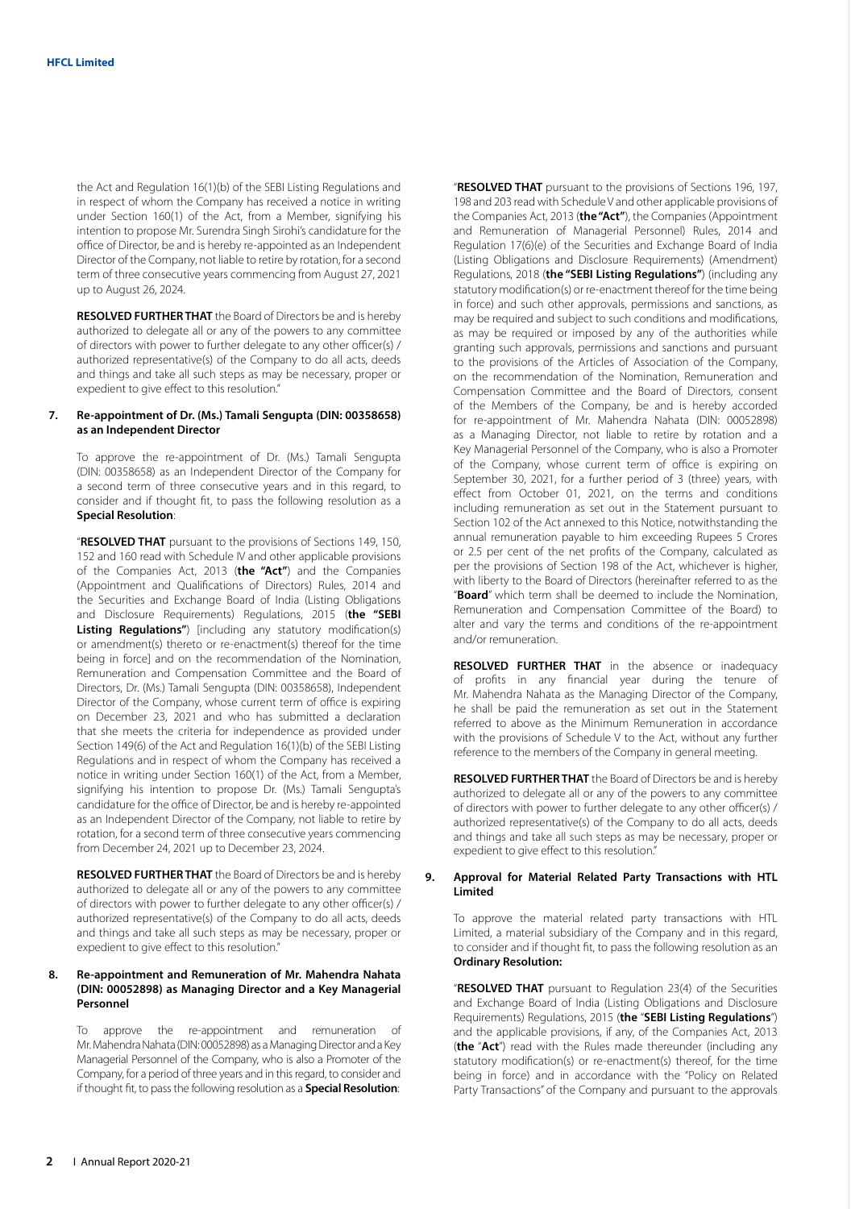the Act and Regulation 16(1)(b) of the SEBI Listing Regulations and in respect of whom the Company has received a notice in writing under Section 160(1) of the Act, from a Member, signifying his intention to propose Mr. Surendra Singh Sirohi's candidature for the office of Director, be and is hereby re-appointed as an Independent Director of the Company, not liable to retire by rotation, for a second term of three consecutive years commencing from August 27, 2021 up to August 26, 2024.

**RESOLVED FURTHER THAT** the Board of Directors be and is hereby authorized to delegate all or any of the powers to any committee of directors with power to further delegate to any other officer(s) / authorized representative(s) of the Company to do all acts, deeds and things and take all such steps as may be necessary, proper or expedient to give effect to this resolution."

**7. Re-appointment of Dr. (Ms.) Tamali Sengupta (DIN: 00358658) as an Independent Director**

To approve the re-appointment of Dr. (Ms.) Tamali Sengupta (DIN: 00358658) as an Independent Director of the Company for a second term of three consecutive years and in this regard, to consider and if thought fit, to pass the following resolution as a **Special Resolution**:

"**RESOLVED THAT** pursuant to the provisions of Sections 149, 150, 152 and 160 read with Schedule IV and other applicable provisions of the Companies Act, 2013 (**the "Act"**) and the Companies (Appointment and Qualifications of Directors) Rules, 2014 and the Securities and Exchange Board of India (Listing Obligations and Disclosure Requirements) Regulations, 2015 (**the "SEBI Listing Regulations"**) [including any statutory modification(s) or amendment(s) thereto or re-enactment(s) thereof for the time being in force] and on the recommendation of the Nomination, Remuneration and Compensation Committee and the Board of Directors, Dr. (Ms.) Tamali Sengupta (DIN: 00358658), Independent Director of the Company, whose current term of office is expiring on December 23, 2021 and who has submitted a declaration that she meets the criteria for independence as provided under Section 149(6) of the Act and Regulation 16(1)(b) of the SEBI Listing Regulations and in respect of whom the Company has received a notice in writing under Section 160(1) of the Act, from a Member, signifying his intention to propose Dr. (Ms.) Tamali Sengupta's candidature for the office of Director, be and is hereby re-appointed as an Independent Director of the Company, not liable to retire by rotation, for a second term of three consecutive years commencing from December 24, 2021 up to December 23, 2024.

**RESOLVED FURTHER THAT** the Board of Directors be and is hereby authorized to delegate all or any of the powers to any committee of directors with power to further delegate to any other officer(s) / authorized representative(s) of the Company to do all acts, deeds and things and take all such steps as may be necessary, proper or expedient to give effect to this resolution."

**8. Re-appointment and Remuneration of Mr. Mahendra Nahata (DIN: 00052898) as Managing Director and a Key Managerial Personnel**

To approve the re-appointment and remuneration of Mr. Mahendra Nahata (DIN: 00052898) as a Managing Director and a Key Managerial Personnel of the Company, who is also a Promoter of the Company, for a period of three years and in this regard, to consider and if thought fit, to pass the following resolution as a **Special Resolution**:

"**RESOLVED THAT** pursuant to the provisions of Sections 196, 197, 198 and 203 read with Schedule V and other applicable provisions of the Companies Act, 2013 (**the "Act"**), the Companies (Appointment and Remuneration of Managerial Personnel) Rules, 2014 and Regulation 17(6)(e) of the Securities and Exchange Board of India (Listing Obligations and Disclosure Requirements) (Amendment) Regulations, 2018 (**the "SEBI Listing Regulations"**) (including any statutory modification(s) or re-enactment thereof for the time being in force) and such other approvals, permissions and sanctions, as may be required and subject to such conditions and modifications, as may be required or imposed by any of the authorities while granting such approvals, permissions and sanctions and pursuant to the provisions of the Articles of Association of the Company, on the recommendation of the Nomination, Remuneration and Compensation Committee and the Board of Directors, consent of the Members of the Company, be and is hereby accorded for re-appointment of Mr. Mahendra Nahata (DIN: 00052898) as a Managing Director, not liable to retire by rotation and a Key Managerial Personnel of the Company, who is also a Promoter of the Company, whose current term of office is expiring on September 30, 2021, for a further period of 3 (three) years, with effect from October 01, 2021, on the terms and conditions including remuneration as set out in the Statement pursuant to Section 102 of the Act annexed to this Notice, notwithstanding the annual remuneration payable to him exceeding Rupees 5 Crores or 2.5 per cent of the net profits of the Company, calculated as per the provisions of Section 198 of the Act, whichever is higher, with liberty to the Board of Directors (hereinafter referred to as the "**Board**" which term shall be deemed to include the Nomination, Remuneration and Compensation Committee of the Board) to alter and vary the terms and conditions of the re-appointment and/or remuneration.

**RESOLVED FURTHER THAT** in the absence or inadequacy of profits in any financial year during the tenure of Mr. Mahendra Nahata as the Managing Director of the Company, he shall be paid the remuneration as set out in the Statement referred to above as the Minimum Remuneration in accordance with the provisions of Schedule V to the Act, without any further reference to the members of the Company in general meeting.

**RESOLVED FURTHER THAT** the Board of Directors be and is hereby authorized to delegate all or any of the powers to any committee of directors with power to further delegate to any other officer(s) / authorized representative(s) of the Company to do all acts, deeds and things and take all such steps as may be necessary, proper or expedient to give effect to this resolution."

**9. Approval for Material Related Party Transactions with HTL Limited**

To approve the material related party transactions with HTL Limited, a material subsidiary of the Company and in this regard, to consider and if thought fit, to pass the following resolution as an **Ordinary Resolution:**

"**RESOLVED THAT** pursuant to Regulation 23(4) of the Securities and Exchange Board of India (Listing Obligations and Disclosure Requirements) Regulations, 2015 (**the** "**SEBI Listing Regulations**") and the applicable provisions, if any, of the Companies Act, 2013 (**the** "**Act**") read with the Rules made thereunder (including any statutory modification(s) or re-enactment(s) thereof, for the time being in force) and in accordance with the "Policy on Related Party Transactions" of the Company and pursuant to the approvals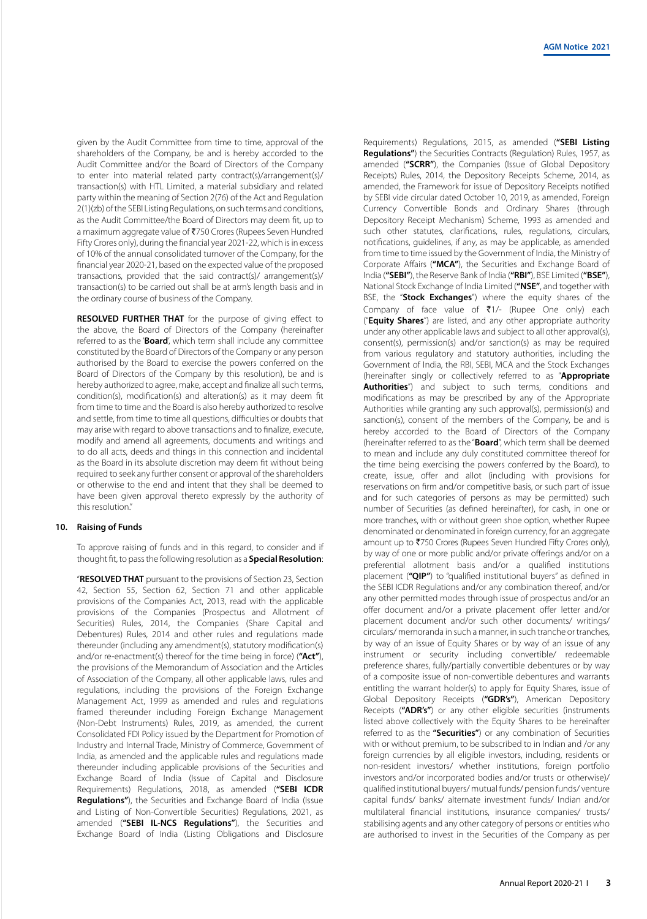given by the Audit Committee from time to time, approval of the shareholders of the Company, be and is hereby accorded to the Audit Committee and/or the Board of Directors of the Company to enter into material related party contract(s)/arrangement(s)/ transaction(s) with HTL Limited, a material subsidiary and related party within the meaning of Section 2(76) of the Act and Regulation 2(1)(zb) of the SEBI Listing Regulations, on such terms and conditions, as the Audit Committee/the Board of Directors may deem fit, up to a maximum aggregate value of ₹750 Crores (Rupees Seven Hundred Fifty Crores only), during the financial year 2021-22, which is in excess of 10% of the annual consolidated turnover of the Company, for the financial year 2020-21, based on the expected value of the proposed transactions, provided that the said contract(s)/ arrangement(s)/ transaction(s) to be carried out shall be at arm's length basis and in the ordinary course of business of the Company.

**RESOLVED FURTHER THAT** for the purpose of giving effect to the above, the Board of Directors of the Company (hereinafter referred to as the '**Board**', which term shall include any committee constituted by the Board of Directors of the Company or any person authorised by the Board to exercise the powers conferred on the Board of Directors of the Company by this resolution), be and is hereby authorized to agree, make, accept and finalize all such terms, condition(s), modification(s) and alteration(s) as it may deem fit from time to time and the Board is also hereby authorized to resolve and settle, from time to time all questions, difficulties or doubts that may arise with regard to above transactions and to finalize, execute, modify and amend all agreements, documents and writings and to do all acts, deeds and things in this connection and incidental as the Board in its absolute discretion may deem fit without being required to seek any further consent or approval of the shareholders or otherwise to the end and intent that they shall be deemed to have been given approval thereto expressly by the authority of this resolution."

**10. Raising of Funds**

To approve raising of funds and in this regard, to consider and if thought fit, to pass the following resolution as a **Special Resolution**:

"**RESOLVED THAT** pursuant to the provisions of Section 23, Section 42, Section 55, Section 62, Section 71 and other applicable provisions of the Companies Act, 2013, read with the applicable provisions of the Companies (Prospectus and Allotment of Securities) Rules, 2014, the Companies (Share Capital and Debentures) Rules, 2014 and other rules and regulations made thereunder (including any amendment(s), statutory modification(s) and/or re-enactment(s) thereof for the time being in force) (**"Act"**), the provisions of the Memorandum of Association and the Articles of Association of the Company, all other applicable laws, rules and regulations, including the provisions of the Foreign Exchange Management Act, 1999 as amended and rules and regulations framed thereunder including Foreign Exchange Management (Non-Debt Instruments) Rules, 2019, as amended, the current Consolidated FDI Policy issued by the Department for Promotion of Industry and Internal Trade, Ministry of Commerce, Government of India, as amended and the applicable rules and regulations made thereunder including applicable provisions of the Securities and Exchange Board of India (Issue of Capital and Disclosure Requirements) Regulations, 2018, as amended (**"SEBI ICDR Regulations"**), the Securities and Exchange Board of India (Issue and Listing of Non-Convertible Securities) Regulations, 2021, as amended (**"SEBI IL-NCS Regulations"**), the Securities and Exchange Board of India (Listing Obligations and Disclosure Requirements) Regulations, 2015, as amended (**"SEBI Listing Regulations"**) the Securities Contracts (Regulation) Rules, 1957, as amended (**"SCRR"**), the Companies (Issue of Global Depository Receipts) Rules, 2014, the Depository Receipts Scheme, 2014, as amended, the Framework for issue of Depository Receipts notified by SEBI vide circular dated October 10, 2019, as amended, Foreign Currency Convertible Bonds and Ordinary Shares (through Depository Receipt Mechanism) Scheme, 1993 as amended and such other statutes, clarifications, rules, regulations, circulars, notifications, guidelines, if any, as may be applicable, as amended from time to time issued by the Government of India, the Ministry of Corporate Affairs (**"MCA"**), the Securities and Exchange Board of India (**"SEBI"**), the Reserve Bank of India (**"RBI"**), BSE Limited (**"BSE"**), National Stock Exchange of India Limited (**"NSE"**, and together with BSE, the "**Stock Exchanges**") where the equity shares of the Company of face value of ₹1/- (Rupee One only) each ("**Equity Shares**") are listed, and any other appropriate authority under any other applicable laws and subject to all other approval(s), consent(s), permission(s) and/or sanction(s) as may be required from various regulatory and statutory authorities, including the Government of India, the RBI, SEBI, MCA and the Stock Exchanges (hereinafter singly or collectively referred to as "**Appropriate Authorities**") and subject to such terms, conditions and modifications as may be prescribed by any of the Appropriate Authorities while granting any such approval(s), permission(s) and sanction(s), consent of the members of the Company, be and is hereby accorded to the Board of Directors of the Company (hereinafter referred to as the "**Board**", which term shall be deemed to mean and include any duly constituted committee thereof for the time being exercising the powers conferred by the Board), to create, issue, offer and allot (including with provisions for reservations on firm and/or competitive basis, or such part of issue and for such categories of persons as may be permitted) such number of Securities (as defined hereinafter), for cash, in one or more tranches, with or without green shoe option, whether Rupee denominated or denominated in foreign currency, for an aggregate amount up to ₹750 Crores (Rupees Seven Hundred Fifty Crores only), by way of one or more public and/or private offerings and/or on a preferential allotment basis and/or a qualified institutions placement (**"QIP"**) to "qualified institutional buyers" as defined in the SEBI ICDR Regulations and/or any combination thereof, and/or any other permitted modes through issue of prospectus and/or an offer document and/or a private placement offer letter and/or placement document and/or such other documents/ writings/ circulars/ memoranda in such a manner, in such tranche or tranches, by way of an issue of Equity Shares or by way of an issue of any instrument or security including convertible/ redeemable preference shares, fully/partially convertible debentures or by way of a composite issue of non-convertible debentures and warrants entitling the warrant holder(s) to apply for Equity Shares, issue of Global Depository Receipts (**"GDR's"**), American Depository Receipts (**"ADR's"**) or any other eligible securities (instruments listed above collectively with the Equity Shares to be hereinafter referred to as the **"Securities"**) or any combination of Securities with or without premium, to be subscribed to in Indian and /or any foreign currencies by all eligible investors, including, residents or non-resident investors/ whether institutions, foreign portfolio investors and/or incorporated bodies and/or trusts or otherwise)/ qualified institutional buyers/ mutual funds/ pension funds/ venture capital funds/ banks/ alternate investment funds/ Indian and/or multilateral financial institutions, insurance companies/ trusts/ stabilising agents and any other category of persons or entities who are authorised to invest in the Securities of the Company as per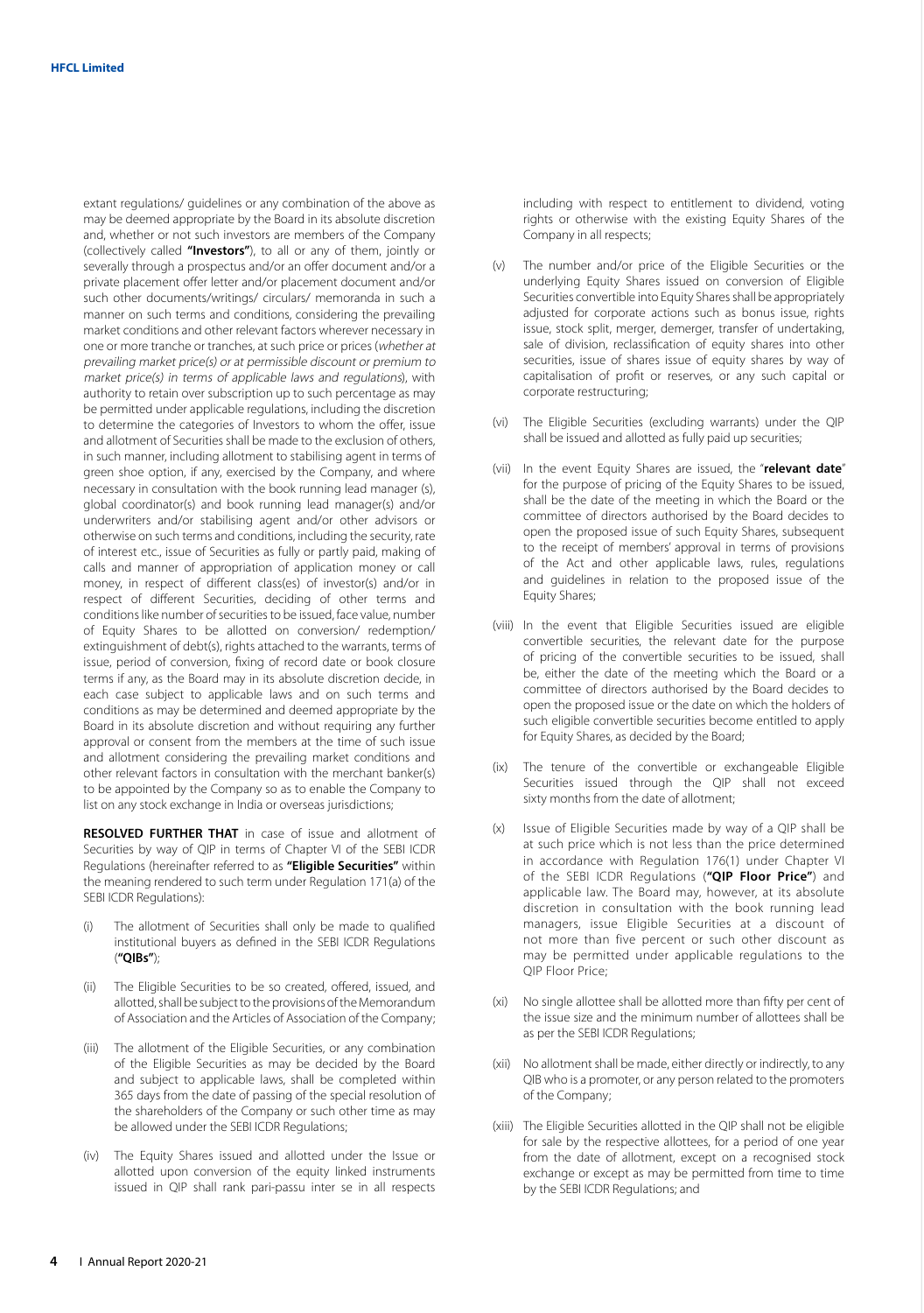extant regulations/ guidelines or any combination of the above as may be deemed appropriate by the Board in its absolute discretion and, whether or not such investors are members of the Company (collectively called **"Investors"**), to all or any of them, jointly or severally through a prospectus and/or an offer document and/or a private placement offer letter and/or placement document and/or such other documents/writings/ circulars/ memoranda in such a manner on such terms and conditions, considering the prevailing market conditions and other relevant factors wherever necessary in one or more tranche or tranches, at such price or prices (*whether at prevailing market price(s) or at permissible discount or premium to market price(s) in terms of applicable laws and regulations*), with authority to retain over subscription up to such percentage as may be permitted under applicable regulations, including the discretion to determine the categories of Investors to whom the offer, issue and allotment of Securities shall be made to the exclusion of others, in such manner, including allotment to stabilising agent in terms of green shoe option, if any, exercised by the Company, and where necessary in consultation with the book running lead manager (s), global coordinator(s) and book running lead manager(s) and/or underwriters and/or stabilising agent and/or other advisors or otherwise on such terms and conditions, including the security, rate of interest etc., issue of Securities as fully or partly paid, making of calls and manner of appropriation of application money or call money, in respect of different class(es) of investor(s) and/or in respect of different Securities, deciding of other terms and conditions like number of securities to be issued, face value, number of Equity Shares to be allotted on conversion/ redemption/ extinguishment of debt(s), rights attached to the warrants, terms of issue, period of conversion, fixing of record date or book closure terms if any, as the Board may in its absolute discretion decide, in each case subject to applicable laws and on such terms and conditions as may be determined and deemed appropriate by the Board in its absolute discretion and without requiring any further approval or consent from the members at the time of such issue and allotment considering the prevailing market conditions and other relevant factors in consultation with the merchant banker(s) to be appointed by the Company so as to enable the Company to list on any stock exchange in India or overseas jurisdictions;

**RESOLVED FURTHER THAT** in case of issue and allotment of Securities by way of QIP in terms of Chapter VI of the SEBI ICDR Regulations (hereinafter referred to as **"Eligible Securities"** within the meaning rendered to such term under Regulation 171(a) of the SEBI ICDR Regulations):

(i) The allotment of Securities shall only be made to qualified institutional buyers as defined in the SEBI ICDR Regulations (**"QIBs"**);

(ii) The Eligible Securities to be so created, offered, issued, and allotted, shall be subject to the provisions of the Memorandum of Association and the Articles of Association of the Company;

(iii) The allotment of the Eligible Securities, or any combination of the Eligible Securities as may be decided by the Board and subject to applicable laws, shall be completed within 365 days from the date of passing of the special resolution of the shareholders of the Company or such other time as may be allowed under the SEBI ICDR Regulations;

(iv) The Equity Shares issued and allotted under the Issue or allotted upon conversion of the equity linked instruments issued in QIP shall rank pari-passu inter se in all respects including with respect to entitlement to dividend, voting rights or otherwise with the existing Equity Shares of the Company in all respects;

(v) The number and/or price of the Eligible Securities or the underlying Equity Shares issued on conversion of Eligible Securities convertible into Equity Shares shall be appropriately adjusted for corporate actions such as bonus issue, rights issue, stock split, merger, demerger, transfer of undertaking, sale of division, reclassification of equity shares into other securities, issue of shares issue of equity shares by way of capitalisation of profit or reserves, or any such capital or corporate restructuring;

(vi) The Eligible Securities (excluding warrants) under the QIP shall be issued and allotted as fully paid up securities;

(vii) In the event Equity Shares are issued, the "**relevant date**" for the purpose of pricing of the Equity Shares to be issued, shall be the date of the meeting in which the Board or the committee of directors authorised by the Board decides to open the proposed issue of such Equity Shares, subsequent to the receipt of members' approval in terms of provisions of the Act and other applicable laws, rules, regulations and guidelines in relation to the proposed issue of the Equity Shares;

(viii) In the event that Eligible Securities issued are eligible convertible securities, the relevant date for the purpose of pricing of the convertible securities to be issued, shall be, either the date of the meeting which the Board or a committee of directors authorised by the Board decides to open the proposed issue or the date on which the holders of such eligible convertible securities become entitled to apply for Equity Shares, as decided by the Board;

(ix) The tenure of the convertible or exchangeable Eligible Securities issued through the QIP shall not exceed sixty months from the date of allotment;

(x) Issue of Eligible Securities made by way of a QIP shall be at such price which is not less than the price determined in accordance with Regulation 176(1) under Chapter VI of the SEBI ICDR Regulations (**"QIP Floor Price"**) and applicable law. The Board may, however, at its absolute discretion in consultation with the book running lead managers, issue Eligible Securities at a discount of not more than five percent or such other discount as may be permitted under applicable regulations to the QIP Floor Price;

(xi) No single allottee shall be allotted more than fifty per cent of the issue size and the minimum number of allottees shall be as per the SEBI ICDR Regulations;

(xii) No allotment shall be made, either directly or indirectly, to any QIB who is a promoter, or any person related to the promoters of the Company;

(xiii) The Eligible Securities allotted in the QIP shall not be eligible for sale by the respective allottees, for a period of one year from the date of allotment, except on a recognised stock exchange or except as may be permitted from time to time by the SEBI ICDR Regulations; and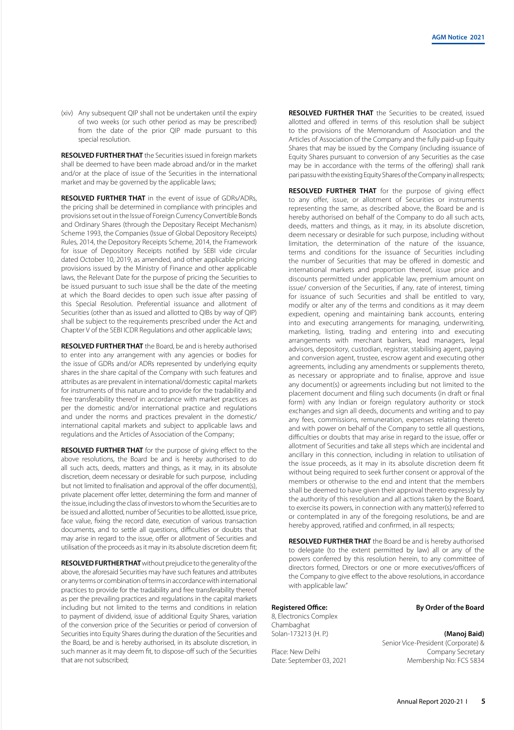(xiv) Any subsequent QIP shall not be undertaken until the expiry of two weeks (or such other period as may be prescribed) from the date of the prior QIP made pursuant to this special resolution.

**RESOLVED FURTHER THAT** the Securities issued in foreign markets shall be deemed to have been made abroad and/or in the market and/or at the place of issue of the Securities in the international market and may be governed by the applicable laws;

**RESOLVED FURTHER THAT** in the event of issue of GDRs/ADRs, the pricing shall be determined in compliance with principles and provisions set out in the Issue of Foreign Currency Convertible Bonds and Ordinary Shares (through the Depositary Receipt Mechanism) Scheme 1993, the Companies (Issue of Global Depository Receipts) Rules, 2014, the Depository Receipts Scheme, 2014, the Framework for issue of Depository Receipts notified by SEBI vide circular dated October 10, 2019, as amended, and other applicable pricing provisions issued by the Ministry of Finance and other applicable laws, the Relevant Date for the purpose of pricing the Securities to be issued pursuant to such issue shall be the date of the meeting at which the Board decides to open such issue after passing of this Special Resolution. Preferential issuance and allotment of Securities (other than as issued and allotted to QIBs by way of QIP) shall be subject to the requirements prescribed under the Act and Chapter V of the SEBI ICDR Regulations and other applicable laws;

**RESOLVED FURTHER THAT** the Board, be and is hereby authorised to enter into any arrangement with any agencies or bodies for the issue of GDRs and/or ADRs represented by underlying equity shares in the share capital of the Company with such features and attributes as are prevalent in international/domestic capital markets for instruments of this nature and to provide for the tradability and free transferability thereof in accordance with market practices as per the domestic and/or international practice and regulations and under the norms and practices prevalent in the domestic/ international capital markets and subject to applicable laws and regulations and the Articles of Association of the Company;

**RESOLVED FURTHER THAT** for the purpose of giving effect to the above resolutions, the Board be and is hereby authorised to do all such acts, deeds, matters and things, as it may, in its absolute discretion, deem necessary or desirable for such purpose, including but not limited to finalisation and approval of the offer document(s), private placement offer letter, determining the form and manner of the issue, including the class of investors to whom the Securities are to be issued and allotted, number of Securities to be allotted, issue price, face value, fixing the record date, execution of various transaction documents, and to settle all questions, difficulties or doubts that may arise in regard to the issue, offer or allotment of Securities and utilisation of the proceeds as it may in its absolute discretion deem fit;

**RESOLVED FURTHER THAT** without prejudice to the generality of the above, the aforesaid Securities may have such features and attributes or any terms or combination of terms in accordance with international practices to provide for the tradability and free transferability thereof as per the prevailing practices and regulations in the capital markets including but not limited to the terms and conditions in relation to payment of dividend, issue of additional Equity Shares, variation of the conversion price of the Securities or period of conversion of Securities into Equity Shares during the duration of the Securities and the Board, be and is hereby authorised, in its absolute discretion, in such manner as it may deem fit, to dispose-off such of the Securities that are not subscribed;

**RESOLVED FURTHER THAT** the Securities to be created, issued allotted and offered in terms of this resolution shall be subject to the provisions of the Memorandum of Association and the Articles of Association of the Company and the fully paid-up Equity Shares that may be issued by the Company (including issuance of Equity Shares pursuant to conversion of any Securities as the case may be in accordance with the terms of the offering) shall rank pari passu with the existing Equity Shares of the Company in all respects;

**RESOLVED FURTHER THAT** for the purpose of giving effect to any offer, issue, or allotment of Securities or instruments representing the same, as described above, the Board be and is hereby authorised on behalf of the Company to do all such acts, deeds, matters and things, as it may, in its absolute discretion, deem necessary or desirable for such purpose, including without limitation, the determination of the nature of the issuance, terms and conditions for the issuance of Securities including the number of Securities that may be offered in domestic and international markets and proportion thereof, issue price and discounts permitted under applicable law, premium amount on issue/ conversion of the Securities, if any, rate of interest, timing for issuance of such Securities and shall be entitled to vary, modify or alter any of the terms and conditions as it may deem expedient, opening and maintaining bank accounts, entering into and executing arrangements for managing, underwriting, marketing, listing, trading and entering into and executing arrangements with merchant bankers, lead managers, legal advisors, depository, custodian, registrar, stabilising agent, paying and conversion agent, trustee, escrow agent and executing other agreements, including any amendments or supplements thereto, as necessary or appropriate and to finalise, approve and issue any document(s) or agreements including but not limited to the placement document and filing such documents (in draft or final form) with any Indian or foreign regulatory authority or stock exchanges and sign all deeds, documents and writing and to pay any fees, commissions, remuneration, expenses relating thereto and with power on behalf of the Company to settle all questions, difficulties or doubts that may arise in regard to the issue, offer or allotment of Securities and take all steps which are incidental and ancillary in this connection, including in relation to utilisation of the issue proceeds, as it may in its absolute discretion deem fit without being required to seek further consent or approval of the members or otherwise to the end and intent that the members shall be deemed to have given their approval thereto expressly by the authority of this resolution and all actions taken by the Board, to exercise its powers, in connection with any matter(s) referred to or contemplated in any of the foregoing resolutions, be and are hereby approved, ratified and confirmed, in all respects;

**RESOLVED FURTHER THAT** the Board be and is hereby authorised to delegate (to the extent permitted by law) all or any of the powers conferred by this resolution herein, to any committee of directors formed, Directors or one or more executives/officers of the Company to give effect to the above resolutions, in accordance with applicable law."

**Registered Office:**
8, Electronics Complex
Chambaghat
Solan-173213 (H. P.)

Place: New Delhi
Date: September 03, 2021

**By Order of the Board**

**(Manoj Baid)**
Senior Vice-President (Corporate) &
Company Secretary
Membership No: FCS 5834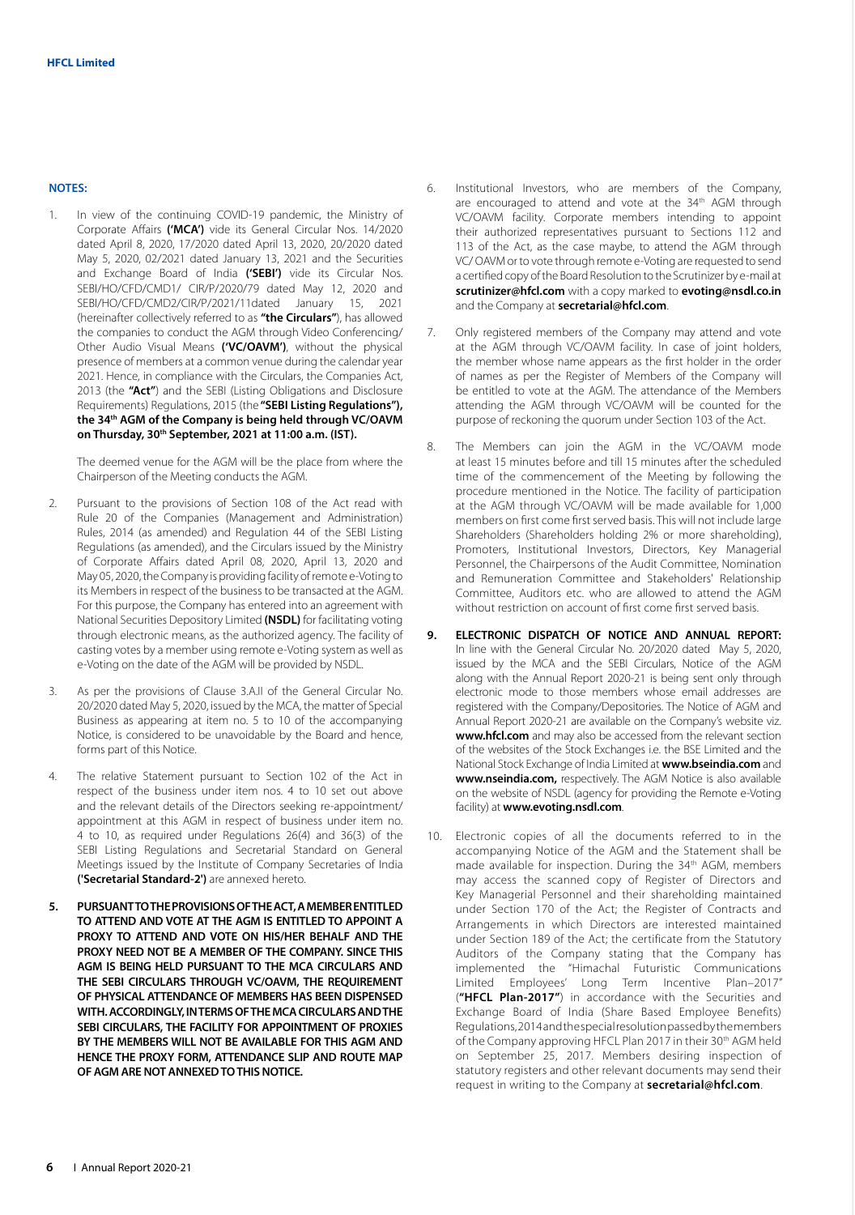## NOTES:

1. In view of the continuing COVID-19 pandemic, the Ministry of Corporate Affairs **('MCA')** vide its General Circular Nos. 14/2020 dated April 8, 2020, 17/2020 dated April 13, 2020, 20/2020 dated May 5, 2020, 02/2021 dated January 13, 2021 and the Securities and Exchange Board of India **('SEBI')** vide its Circular Nos. SEBI/HO/CFD/CMD1/ CIR/P/2020/79 dated May 12, 2020 and SEBI/HO/CFD/CMD2/CIR/P/2021/11dated January 15, 2021 (hereinafter collectively referred to as **"the Circulars"**), has allowed the companies to conduct the AGM through Video Conferencing/ Other Audio Visual Means **('VC/OAVM')**, without the physical presence of members at a common venue during the calendar year 2021. Hence, in compliance with the Circulars, the Companies Act, 2013 (the **"Act"**) and the SEBI (Listing Obligations and Disclosure Requirements) Regulations, 2015 (the **"SEBI Listing Regulations"), the 34th AGM of the Company is being held through VC/OAVM on Thursday, 30th September, 2021 at 11:00 a.m. (IST).**

   The deemed venue for the AGM will be the place from where the Chairperson of the Meeting conducts the AGM.

2. Pursuant to the provisions of Section 108 of the Act read with Rule 20 of the Companies (Management and Administration) Rules, 2014 (as amended) and Regulation 44 of the SEBI Listing Regulations (as amended), and the Circulars issued by the Ministry of Corporate Affairs dated April 08, 2020, April 13, 2020 and May 05, 2020, the Company is providing facility of remote e-Voting to its Members in respect of the business to be transacted at the AGM. For this purpose, the Company has entered into an agreement with National Securities Depository Limited **(NSDL)** for facilitating voting through electronic means, as the authorized agency. The facility of casting votes by a member using remote e-Voting system as well as e-Voting on the date of the AGM will be provided by NSDL.

3. As per the provisions of Clause 3.A.II of the General Circular No. 20/2020 dated May 5, 2020, issued by the MCA, the matter of Special Business as appearing at item no. 5 to 10 of the accompanying Notice, is considered to be unavoidable by the Board and hence, forms part of this Notice.

4. The relative Statement pursuant to Section 102 of the Act in respect of the business under item nos. 4 to 10 set out above and the relevant details of the Directors seeking re-appointment/ appointment at this AGM in respect of business under item no. 4 to 10, as required under Regulations 26(4) and 36(3) of the SEBI Listing Regulations and Secretarial Standard on General Meetings issued by the Institute of Company Secretaries of India **('Secretarial Standard-2')** are annexed hereto.

5. **PURSUANT TO THE PROVISIONS OF THE ACT, A MEMBER ENTITLED TO ATTEND AND VOTE AT THE AGM IS ENTITLED TO APPOINT A PROXY TO ATTEND AND VOTE ON HIS/HER BEHALF AND THE PROXY NEED NOT BE A MEMBER OF THE COMPANY. SINCE THIS AGM IS BEING HELD PURSUANT TO THE MCA CIRCULARS AND THE SEBI CIRCULARS THROUGH VC/OAVM, THE REQUIREMENT OF PHYSICAL ATTENDANCE OF MEMBERS HAS BEEN DISPENSED WITH. ACCORDINGLY, IN TERMS OF THE MCA CIRCULARS AND THE SEBI CIRCULARS, THE FACILITY FOR APPOINTMENT OF PROXIES BY THE MEMBERS WILL NOT BE AVAILABLE FOR THIS AGM AND HENCE THE PROXY FORM, ATTENDANCE SLIP AND ROUTE MAP OF AGM ARE NOT ANNEXED TO THIS NOTICE.**

6. Institutional Investors, who are members of the Company, are encouraged to attend and vote at the 34th AGM through VC/OAVM facility. Corporate members intending to appoint their authorized representatives pursuant to Sections 112 and 113 of the Act, as the case maybe, to attend the AGM through VC/ OAVM or to vote through remote e-Voting are requested to send a certified copy of the Board Resolution to the Scrutinizer by e-mail at **scrutinizer@hfcl.com** with a copy marked to **evoting@nsdl.co.in** and the Company at **secretarial@hfcl.com**.

7. Only registered members of the Company may attend and vote at the AGM through VC/OAVM facility. In case of joint holders, the member whose name appears as the first holder in the order of names as per the Register of Members of the Company will be entitled to vote at the AGM. The attendance of the Members attending the AGM through VC/OAVM will be counted for the purpose of reckoning the quorum under Section 103 of the Act.

8. The Members can join the AGM in the VC/OAVM mode at least 15 minutes before and till 15 minutes after the scheduled time of the commencement of the Meeting by following the procedure mentioned in the Notice. The facility of participation at the AGM through VC/OAVM will be made available for 1,000 members on first come first served basis. This will not include large Shareholders (Shareholders holding 2% or more shareholding), Promoters, Institutional Investors, Directors, Key Managerial Personnel, the Chairpersons of the Audit Committee, Nomination and Remuneration Committee and Stakeholders' Relationship Committee, Auditors etc. who are allowed to attend the AGM without restriction on account of first come first served basis.

9. **ELECTRONIC DISPATCH OF NOTICE AND ANNUAL REPORT:** In line with the General Circular No. 20/2020 dated May 5, 2020, issued by the MCA and the SEBI Circulars, Notice of the AGM along with the Annual Report 2020-21 is being sent only through electronic mode to those members whose email addresses are registered with the Company/Depositories. The Notice of AGM and Annual Report 2020-21 are available on the Company's website viz. **www.hfcl.com** and may also be accessed from the relevant section of the websites of the Stock Exchanges i.e. the BSE Limited and the National Stock Exchange of India Limited at **www.bseindia.com** and **www.nseindia.com,** respectively. The AGM Notice is also available on the website of NSDL (agency for providing the Remote e-Voting facility) at **www.evoting.nsdl.com**.

10. Electronic copies of all the documents referred to in the accompanying Notice of the AGM and the Statement shall be made available for inspection. During the 34th AGM, members may access the scanned copy of Register of Directors and Key Managerial Personnel and their shareholding maintained under Section 170 of the Act; the Register of Contracts and Arrangements in which Directors are interested maintained under Section 189 of the Act; the certificate from the Statutory Auditors of the Company stating that the Company has implemented the "Himachal Futuristic Communications Limited Employees' Long Term Incentive Plan–2017" (**"HFCL Plan-2017"**) in accordance with the Securities and Exchange Board of India (Share Based Employee Benefits) Regulations, 2014 and the special resolution passed by the members of the Company approving HFCL Plan 2017 in their 30th AGM held on September 25, 2017. Members desiring inspection of statutory registers and other relevant documents may send their request in writing to the Company at **secretarial@hfcl.com**.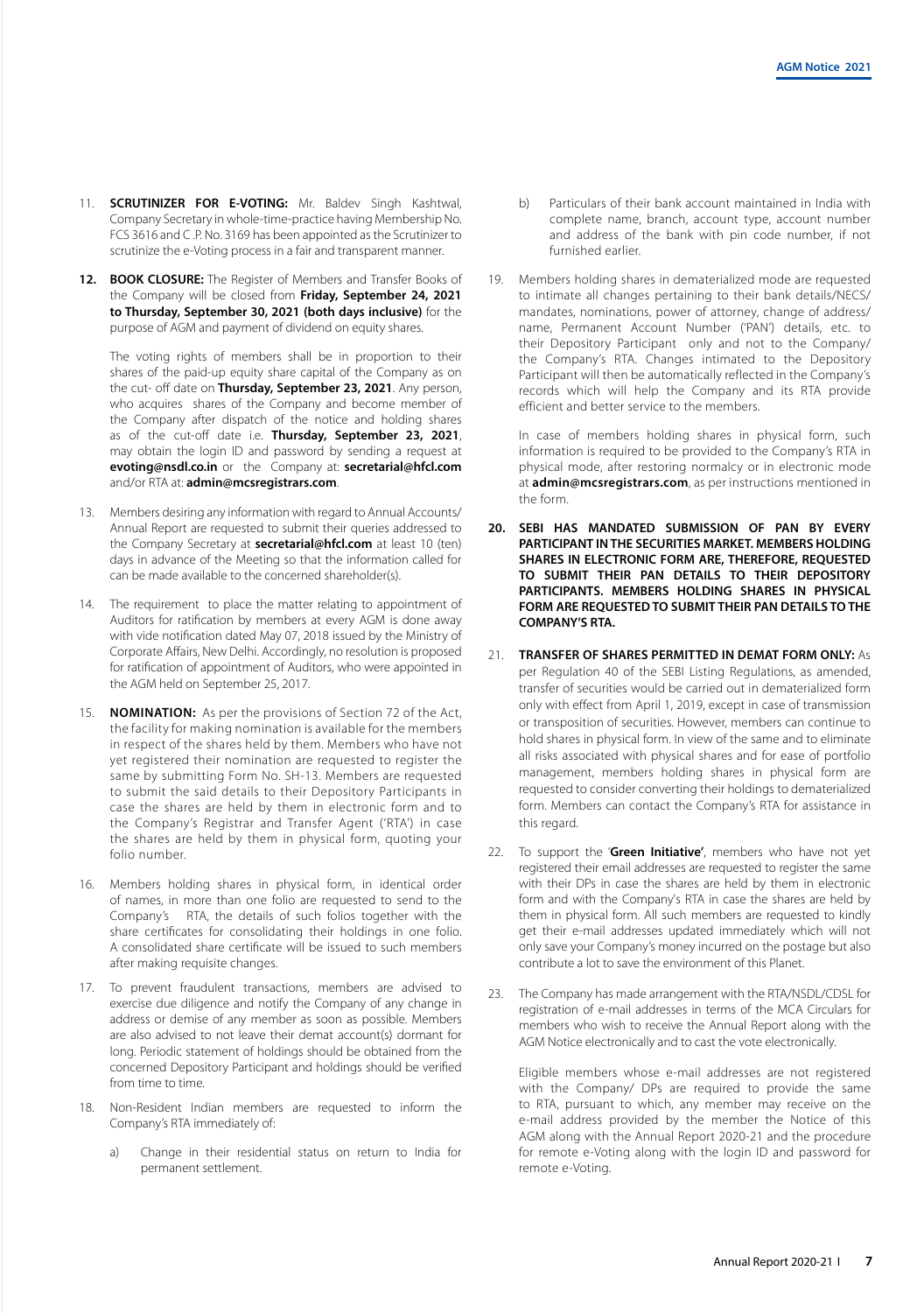11. **SCRUTINIZER FOR E-VOTING:** Mr. Baldev Singh Kashtwal, Company Secretary in whole-time-practice having Membership No. FCS 3616 and C .P. No. 3169 has been appointed as the Scrutinizer to scrutinize the e-Voting process in a fair and transparent manner.

12. **BOOK CLOSURE:** The Register of Members and Transfer Books of the Company will be closed from **Friday, September 24, 2021 to Thursday, September 30, 2021 (both days inclusive)** for the purpose of AGM and payment of dividend on equity shares.

    The voting rights of members shall be in proportion to their shares of the paid-up equity share capital of the Company as on the cut- off date on **Thursday, September 23, 2021**. Any person, who acquires shares of the Company and become member of the Company after dispatch of the notice and holding shares as of the cut-off date i.e. **Thursday, September 23, 2021**, may obtain the login ID and password by sending a request at **evoting@nsdl.co.in** or the Company at: **secretarial@hfcl.com** and/or RTA at: **admin@mcsregistrars.com**.

13. Members desiring any information with regard to Annual Accounts/ Annual Report are requested to submit their queries addressed to the Company Secretary at **secretarial@hfcl.com** at least 10 (ten) days in advance of the Meeting so that the information called for can be made available to the concerned shareholder(s).

14. The requirement to place the matter relating to appointment of Auditors for ratification by members at every AGM is done away with vide notification dated May 07, 2018 issued by the Ministry of Corporate Affairs, New Delhi. Accordingly, no resolution is proposed for ratification of appointment of Auditors, who were appointed in the AGM held on September 25, 2017.

15. **NOMINATION:** As per the provisions of Section 72 of the Act, the facility for making nomination is available for the members in respect of the shares held by them. Members who have not yet registered their nomination are requested to register the same by submitting Form No. SH-13. Members are requested to submit the said details to their Depository Participants in case the shares are held by them in electronic form and to the Company's Registrar and Transfer Agent ('RTA') in case the shares are held by them in physical form, quoting your folio number.

16. Members holding shares in physical form, in identical order of names, in more than one folio are requested to send to the Company's RTA, the details of such folios together with the share certificates for consolidating their holdings in one folio. A consolidated share certificate will be issued to such members after making requisite changes.

17. To prevent fraudulent transactions, members are advised to exercise due diligence and notify the Company of any change in address or demise of any member as soon as possible. Members are also advised to not leave their demat account(s) dormant for long. Periodic statement of holdings should be obtained from the concerned Depository Participant and holdings should be verified from time to time.

18. Non-Resident Indian members are requested to inform the Company's RTA immediately of:

    a) Change in their residential status on return to India for permanent settlement.

    b) Particulars of their bank account maintained in India with complete name, branch, account type, account number and address of the bank with pin code number, if not furnished earlier.

19. Members holding shares in dematerialized mode are requested to intimate all changes pertaining to their bank details/NECS/ mandates, nominations, power of attorney, change of address/ name, Permanent Account Number ('PAN') details, etc. to their Depository Participant only and not to the Company/ the Company's RTA. Changes intimated to the Depository Participant will then be automatically reflected in the Company's records which will help the Company and its RTA provide efficient and better service to the members.

    In case of members holding shares in physical form, such information is required to be provided to the Company's RTA in physical mode, after restoring normalcy or in electronic mode at **admin@mcsregistrars.com**, as per instructions mentioned in the form.

20. **SEBI HAS MANDATED SUBMISSION OF PAN BY EVERY PARTICIPANT IN THE SECURITIES MARKET. MEMBERS HOLDING SHARES IN ELECTRONIC FORM ARE, THEREFORE, REQUESTED TO SUBMIT THEIR PAN DETAILS TO THEIR DEPOSITORY PARTICIPANTS. MEMBERS HOLDING SHARES IN PHYSICAL FORM ARE REQUESTED TO SUBMIT THEIR PAN DETAILS TO THE COMPANY'S RTA.**

21. **TRANSFER OF SHARES PERMITTED IN DEMAT FORM ONLY:** As per Regulation 40 of the SEBI Listing Regulations, as amended, transfer of securities would be carried out in dematerialized form only with effect from April 1, 2019, except in case of transmission or transposition of securities. However, members can continue to hold shares in physical form. In view of the same and to eliminate all risks associated with physical shares and for ease of portfolio management, members holding shares in physical form are requested to consider converting their holdings to dematerialized form. Members can contact the Company's RTA for assistance in this regard.

22. To support the '**Green Initiative**', members who have not yet registered their email addresses are requested to register the same with their DPs in case the shares are held by them in electronic form and with the Company's RTA in case the shares are held by them in physical form. All such members are requested to kindly get their e-mail addresses updated immediately which will not only save your Company's money incurred on the postage but also contribute a lot to save the environment of this Planet.

23. The Company has made arrangement with the RTA/NSDL/CDSL for registration of e-mail addresses in terms of the MCA Circulars for members who wish to receive the Annual Report along with the AGM Notice electronically and to cast the vote electronically.

    Eligible members whose e-mail addresses are not registered with the Company/ DPs are required to provide the same to RTA, pursuant to which, any member may receive on the e-mail address provided by the member the Notice of this AGM along with the Annual Report 2020-21 and the procedure for remote e-Voting along with the login ID and password for remote e-Voting.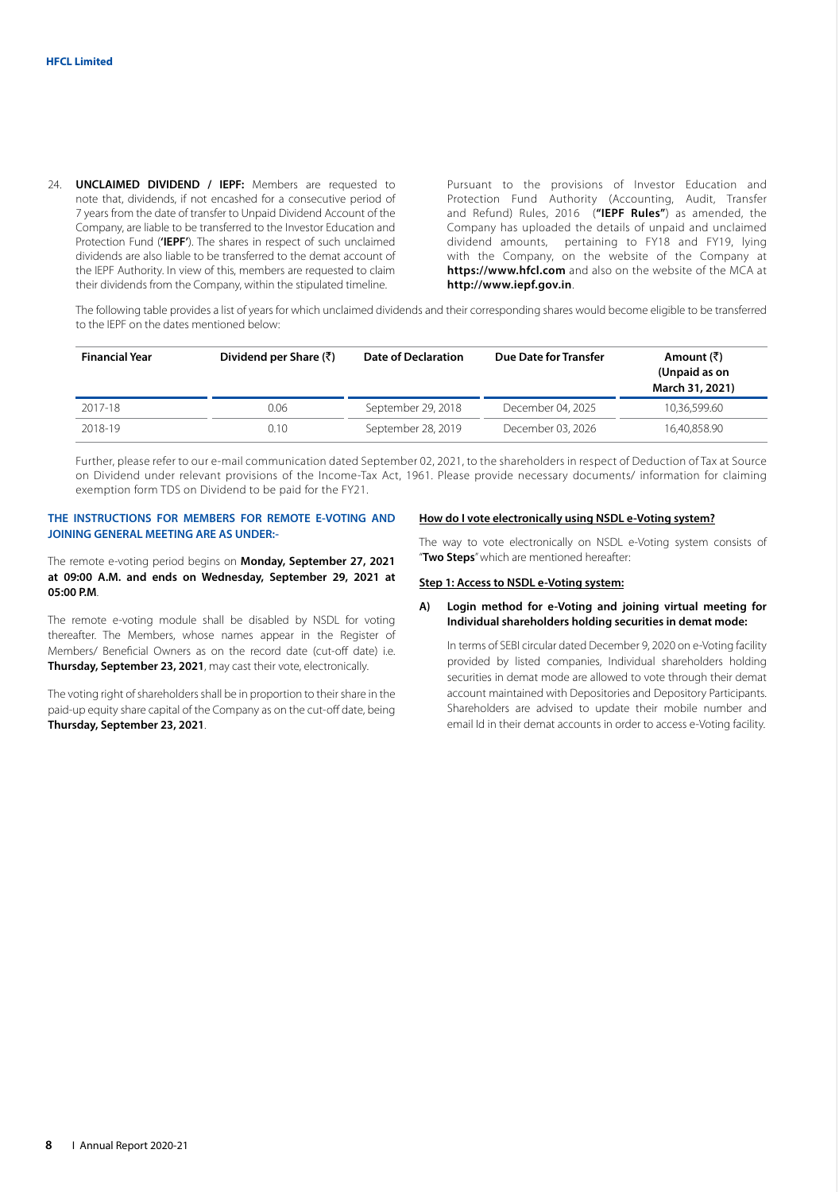24. **UNCLAIMED DIVIDEND / IEPF:** Members are requested to note that, dividends, if not encashed for a consecutive period of 7 years from the date of transfer to Unpaid Dividend Account of the Company, are liable to be transferred to the Investor Education and Protection Fund (**'IEPF'**). The shares in respect of such unclaimed dividends are also liable to be transferred to the demat account of the IEPF Authority. In view of this, members are requested to claim their dividends from the Company, within the stipulated timeline.

Pursuant to the provisions of Investor Education and Protection Fund Authority (Accounting, Audit, Transfer and Refund) Rules, 2016 (**"IEPF Rules"**) as amended, the Company has uploaded the details of unpaid and unclaimed dividend amounts, pertaining to FY18 and FY19, lying with the Company, on the website of the Company at **https://www.hfcl.com** and also on the website of the MCA at **http://www.iepf.gov.in**.

The following table provides a list of years for which unclaimed dividends and their corresponding shares would become eligible to be transferred to the IEPF on the dates mentioned below:

| Financial Year | Dividend per Share (₹) | Date of Declaration | Due Date for Transfer | Amount (₹) (Unpaid as on March 31, 2021) |
|---|---|---|---|---|
| 2017-18 | 0.06 | September 29, 2018 | December 04, 2025 | 10,36,599.60 |
| 2018-19 | 0.10 | September 28, 2019 | December 03, 2026 | 16,40,858.90 |

Further, please refer to our e-mail communication dated September 02, 2021, to the shareholders in respect of Deduction of Tax at Source on Dividend under relevant provisions of the Income-Tax Act, 1961. Please provide necessary documents/ information for claiming exemption form TDS on Dividend to be paid for the FY21.

**THE INSTRUCTIONS FOR MEMBERS FOR REMOTE E-VOTING AND JOINING GENERAL MEETING ARE AS UNDER:-**

The remote e-voting period begins on **Monday, September 27, 2021 at 09:00 A.M. and ends on Wednesday, September 29, 2021 at 05:00 P.M**.

The remote e-voting module shall be disabled by NSDL for voting thereafter. The Members, whose names appear in the Register of Members/ Beneficial Owners as on the record date (cut-off date) i.e. **Thursday, September 23, 2021**, may cast their vote, electronically.

The voting right of shareholders shall be in proportion to their share in the paid-up equity share capital of the Company as on the cut-off date, being **Thursday, September 23, 2021**.

**How do I vote electronically using NSDL e-Voting system?**

The way to vote electronically on NSDL e-Voting system consists of "**Two Steps**" which are mentioned hereafter:

**Step 1: Access to NSDL e-Voting system:**

**A) Login method for e-Voting and joining virtual meeting for Individual shareholders holding securities in demat mode:**

In terms of SEBI circular dated December 9, 2020 on e-Voting facility provided by listed companies, Individual shareholders holding securities in demat mode are allowed to vote through their demat account maintained with Depositories and Depository Participants. Shareholders are advised to update their mobile number and email Id in their demat accounts in order to access e-Voting facility.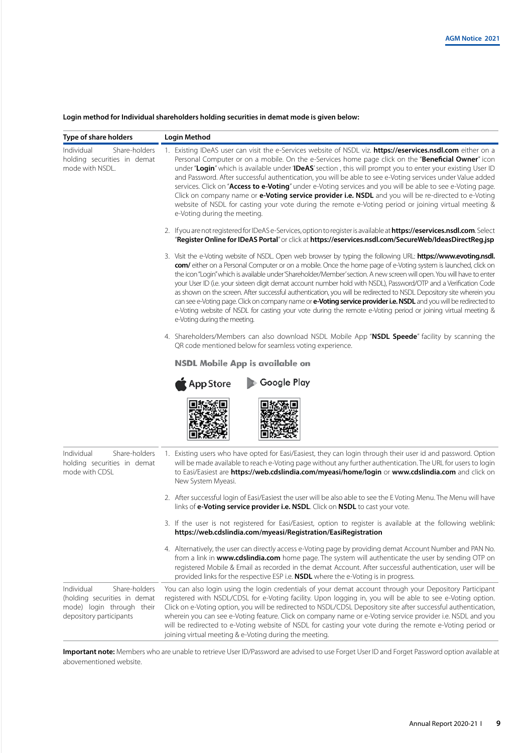**Login method for Individual shareholders holding securities in demat mode is given below:**

| Type of share holders | Login Method |
|---|---|
| Individual Share-holders holding securities in demat mode with NSDL. | 1. Existing IDeAS user can visit the e-Services website of NSDL viz. **https://eservices.nsdl.com** either on a Personal Computer or on a mobile. On the e-Services home page click on the "**Beneficial Owner**" icon under "**Login**" which is available under '**IDeAS**' section , this will prompt you to enter your existing User ID and Password. After successful authentication, you will be able to see e-Voting services under Value added services. Click on "**Access to e-Voting**" under e-Voting services and you will be able to see e-Voting page. Click on company name or **e-Voting service provider i.e. NSDL** and you will be re-directed to e-Voting website of NSDL for casting your vote during the remote e-Voting period or joining virtual meeting & e-Voting during the meeting.<br><br>2. If you are not registered for IDeAS e-Services, option to register is available at **https://eservices.nsdl.com**. Select "**Register Online for IDeAS Portal**" or click at **https://eservices.nsdl.com/SecureWeb/IdeasDirectReg.jsp**<br><br>3. Visit the e-Voting website of NSDL. Open web browser by typing the following URL: **https://www.evoting.nsdl.com/** either on a Personal Computer or on a mobile. Once the home page of e-Voting system is launched, click on the icon "Login" which is available under 'Shareholder/Member' section. A new screen will open. You will have to enter your User ID (i.e. your sixteen digit demat account number hold with NSDL), Password/OTP and a Verification Code as shown on the screen. After successful authentication, you will be redirected to NSDL Depository site wherein you can see e-Voting page. Click on company name or **e-Voting service provider i.e. NSDL** and you will be redirected to e-Voting website of NSDL for casting your vote during the remote e-Voting period or joining virtual meeting & e-Voting during the meeting.<br><br>4. Shareholders/Members can also download NSDL Mobile App "**NSDL Speede**" facility by scanning the QR code mentioned below for seamless voting experience.<br><br>**NSDL Mobile App is available on**<br><br>App Store Google Play |
| Individual Share-holders holding securities in demat mode with CDSL | 1. Existing users who have opted for Easi/Easiest, they can login through their user id and password. Option will be made available to reach e-Voting page without any further authentication. The URL for users to login to Easi/Easiest are **https://web.cdslindia.com/myeasi/home/login** or **www.cdslindia.com** and click on New System Myeasi.<br><br>2. After successful login of Easi/Easiest the user will be also able to see the E Voting Menu. The Menu will have links of **e-Voting service provider i.e. NSDL**. Click on **NSDL** to cast your vote.<br><br>3. If the user is not registered for Easi/Easiest, option to register is available at the following weblink: **https://web.cdslindia.com/myeasi/Registration/EasiRegistration**<br><br>4. Alternatively, the user can directly access e-Voting page by providing demat Account Number and PAN No. from a link in **www.cdslindia.com** home page. The system will authenticate the user by sending OTP on registered Mobile & Email as recorded in the demat Account. After successful authentication, user will be provided links for the respective ESP i.e. **NSDL** where the e-Voting is in progress. |
| Individual Share-holders (holding securities in demat mode) login through their depository participants | You can also login using the login credentials of your demat account through your Depository Participant registered with NSDL/CDSL for e-Voting facility. Upon logging in, you will be able to see e-Voting option. Click on e-Voting option, you will be redirected to NSDL/CDSL Depository site after successful authentication, wherein you can see e-Voting feature. Click on company name or e-Voting service provider i.e. NSDL and you will be redirected to e-Voting website of NSDL for casting your vote during the remote e-Voting period or joining virtual meeting & e-Voting during the meeting. |

**Important note:** Members who are unable to retrieve User ID/Password are advised to use Forget User ID and Forget Password option available at abovementioned website.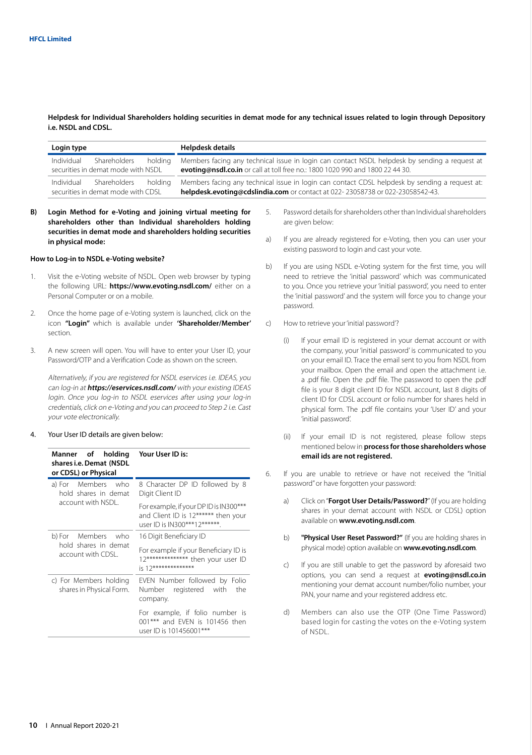**Helpdesk for Individual Shareholders holding securities in demat mode for any technical issues related to login through Depository i.e. NSDL and CDSL.**

| Login type | Helpdesk details |
|---|---|
| Individual Shareholders holding securities in demat mode with NSDL | Members facing any technical issue in login can contact NSDL helpdesk by sending a request at **evoting@nsdl.co.in** or call at toll free no.: 1800 1020 990 and 1800 22 44 30. |
| Individual Shareholders holding securities in demat mode with CDSL | Members facing any technical issue in login can contact CDSL helpdesk by sending a request at: **helpdesk.evoting@cdslindia.com** or contact at 022- 23058738 or 022-23058542-43. |

**B) Login Method for e-Voting and joining virtual meeting for shareholders other than Individual shareholders holding securities in demat mode and shareholders holding securities in physical mode:**

**How to Log-in to NSDL e-Voting website?**

1. Visit the e-Voting website of NSDL. Open web browser by typing the following URL: **https://www.evoting.nsdl.com/** either on a Personal Computer or on a mobile.

2. Once the home page of e-Voting system is launched, click on the icon **"Login"** which is available under **'Shareholder/Member'** section.

3. A new screen will open. You will have to enter your User ID, your Password/OTP and a Verification Code as shown on the screen.

   *Alternatively, if you are registered for NSDL eservices i.e. IDEAS, you can log-in at* ***https://eservices.nsdl.com/*** *with your existing IDEAS login. Once you log-in to NSDL eservices after using your log-in credentials, click on e-Voting and you can proceed to Step 2 i.e. Cast your vote electronically.*

4. Your User ID details are given below:

| Manner of holding shares i.e. Demat (NSDL or CDSL) or Physical | Your User ID is: |
|---|---|
| a) For Members who hold shares in demat account with NSDL. | 8 Character DP ID followed by 8 Digit Client ID |
| | For example, if your DP ID is IN300*** and Client ID is 12****** then your user ID is IN300***12******. |
| b) For Members who hold shares in demat account with CDSL. | 16 Digit Beneficiary ID |
| | For example if your Beneficiary ID is 12************** then your user ID is 12************** |
| c) For Members holding shares in Physical Form. | EVEN Number followed by Folio Number registered with the company. |
| | For example, if folio number is 001*** and EVEN is 101456 then user ID is 101456001*** |

5. Password details for shareholders other than Individual shareholders are given below:

   a) If you are already registered for e-Voting, then you can user your existing password to login and cast your vote.

   b) If you are using NSDL e-Voting system for the first time, you will need to retrieve the 'initial password' which was communicated to you. Once you retrieve your 'initial password', you need to enter the 'initial password' and the system will force you to change your password.

   c) How to retrieve your 'initial password'?

      (i) If your email ID is registered in your demat account or with the company, your 'initial password' is communicated to you on your email ID. Trace the email sent to you from NSDL from your mailbox. Open the email and open the attachment i.e. a .pdf file. Open the .pdf file. The password to open the .pdf file is your 8 digit client ID for NSDL account, last 8 digits of client ID for CDSL account or folio number for shares held in physical form. The .pdf file contains your 'User ID' and your 'initial password'.

      (ii) If your email ID is not registered, please follow steps mentioned below in **process for those shareholders whose email ids are not registered.**

6. If you are unable to retrieve or have not received the "Initial password" or have forgotten your password:

   a) Click on "**Forgot User Details/Password?**" (If you are holding shares in your demat account with NSDL or CDSL) option available on **www.evoting.nsdl.com**.

   b) **"Physical User Reset Password?"** (If you are holding shares in physical mode) option available on **www.evoting.nsdl.com**.

   c) If you are still unable to get the password by aforesaid two options, you can send a request at **evoting@nsdl.co.in** mentioning your demat account number/folio number, your PAN, your name and your registered address etc.

   d) Members can also use the OTP (One Time Password) based login for casting the votes on the e-Voting system of NSDL.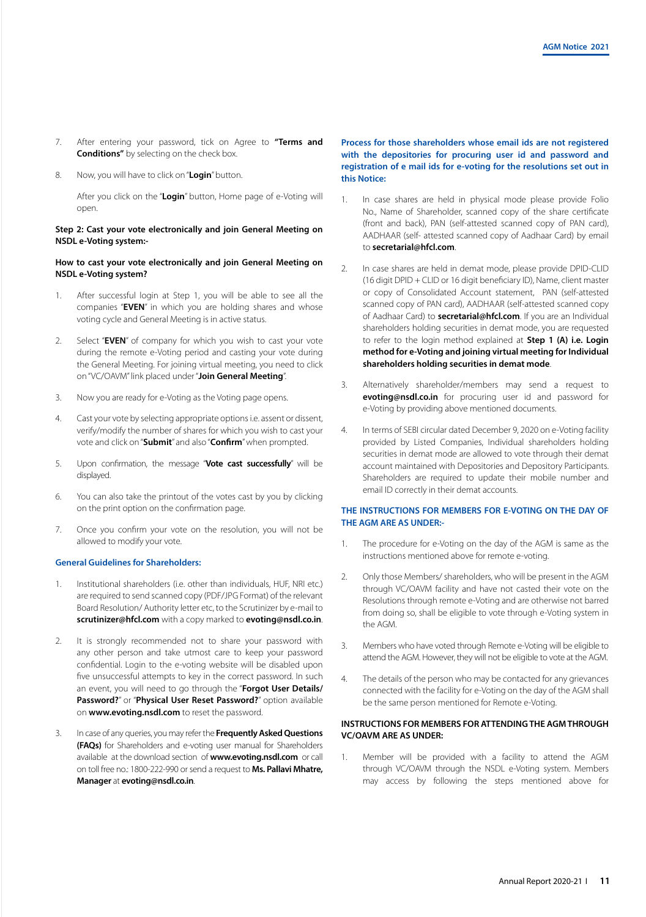7. After entering your password, tick on Agree to **"Terms and Conditions"** by selecting on the check box.

8. Now, you will have to click on "**Login**" button.

   After you click on the "**Login**" button, Home page of e-Voting will open.

**Step 2: Cast your vote electronically and join General Meeting on NSDL e-Voting system:-**

**How to cast your vote electronically and join General Meeting on NSDL e-Voting system?**

1. After successful login at Step 1, you will be able to see all the companies "**EVEN**" in which you are holding shares and whose voting cycle and General Meeting is in active status.

2. Select "**EVEN**" of company for which you wish to cast your vote during the remote e-Voting period and casting your vote during the General Meeting. For joining virtual meeting, you need to click on "VC/OAVM" link placed under "**Join General Meeting**".

3. Now you are ready for e-Voting as the Voting page opens.

4. Cast your vote by selecting appropriate options i.e. assent or dissent, verify/modify the number of shares for which you wish to cast your vote and click on "**Submit**" and also "**Confirm**" when prompted.

5. Upon confirmation, the message "**Vote cast successfully**" will be displayed.

6. You can also take the printout of the votes cast by you by clicking on the print option on the confirmation page.

7. Once you confirm your vote on the resolution, you will not be allowed to modify your vote.

**General Guidelines for Shareholders:**

1. Institutional shareholders (i.e. other than individuals, HUF, NRI etc.) are required to send scanned copy (PDF/JPG Format) of the relevant Board Resolution/ Authority letter etc, to the Scrutinizer by e-mail to **scrutinizer@hfcl.com** with a copy marked to **evoting@nsdl.co.in**.

2. It is strongly recommended not to share your password with any other person and take utmost care to keep your password confidential. Login to the e-voting website will be disabled upon five unsuccessful attempts to key in the correct password. In such an event, you will need to go through the "**Forgot User Details/ Password?**" or "**Physical User Reset Password?**" option available on **www.evoting.nsdl.com** to reset the password.

3. In case of any queries, you may refer the **Frequently Asked Questions (FAQs)** for Shareholders and e-voting user manual for Shareholders available at the download section of **www.evoting.nsdl.com** or call on toll free no.: 1800-222-990 or send a request to **Ms. Pallavi Mhatre, Manager** at **evoting@nsdl.co.in**.

**Process for those shareholders whose email ids are not registered with the depositories for procuring user id and password and registration of e mail ids for e-voting for the resolutions set out in this Notice:**

1. In case shares are held in physical mode please provide Folio No., Name of Shareholder, scanned copy of the share certificate (front and back), PAN (self-attested scanned copy of PAN card), AADHAAR (self- attested scanned copy of Aadhaar Card) by email to **secretarial@hfcl.com**.

2. In case shares are held in demat mode, please provide DPID-CLID (16 digit DPID + CLID or 16 digit beneficiary ID), Name, client master or copy of Consolidated Account statement, PAN (self-attested scanned copy of PAN card), AADHAAR (self-attested scanned copy of Aadhaar Card) to **secretarial@hfcl.com**. If you are an Individual shareholders holding securities in demat mode, you are requested to refer to the login method explained at **Step 1 (A) i.e. Login method for e-Voting and joining virtual meeting for Individual shareholders holding securities in demat mode**.

3. Alternatively shareholder/members may send a request to **evoting@nsdl.co.in** for procuring user id and password for e-Voting by providing above mentioned documents.

4. In terms of SEBI circular dated December 9, 2020 on e-Voting facility provided by Listed Companies, Individual shareholders holding securities in demat mode are allowed to vote through their demat account maintained with Depositories and Depository Participants. Shareholders are required to update their mobile number and email ID correctly in their demat accounts.

**THE INSTRUCTIONS FOR MEMBERS FOR E-VOTING ON THE DAY OF THE AGM ARE AS UNDER:-**

1. The procedure for e-Voting on the day of the AGM is same as the instructions mentioned above for remote e-voting.

2. Only those Members/ shareholders, who will be present in the AGM through VC/OAVM facility and have not casted their vote on the Resolutions through remote e-Voting and are otherwise not barred from doing so, shall be eligible to vote through e-Voting system in the AGM.

3. Members who have voted through Remote e-Voting will be eligible to attend the AGM. However, they will not be eligible to vote at the AGM.

4. The details of the person who may be contacted for any grievances connected with the facility for e-Voting on the day of the AGM shall be the same person mentioned for Remote e-Voting.

**INSTRUCTIONS FOR MEMBERS FOR ATTENDING THE AGM THROUGH VC/OAVM ARE AS UNDER:**

1. Member will be provided with a facility to attend the AGM through VC/OAVM through the NSDL e-Voting system. Members may access by following the steps mentioned above for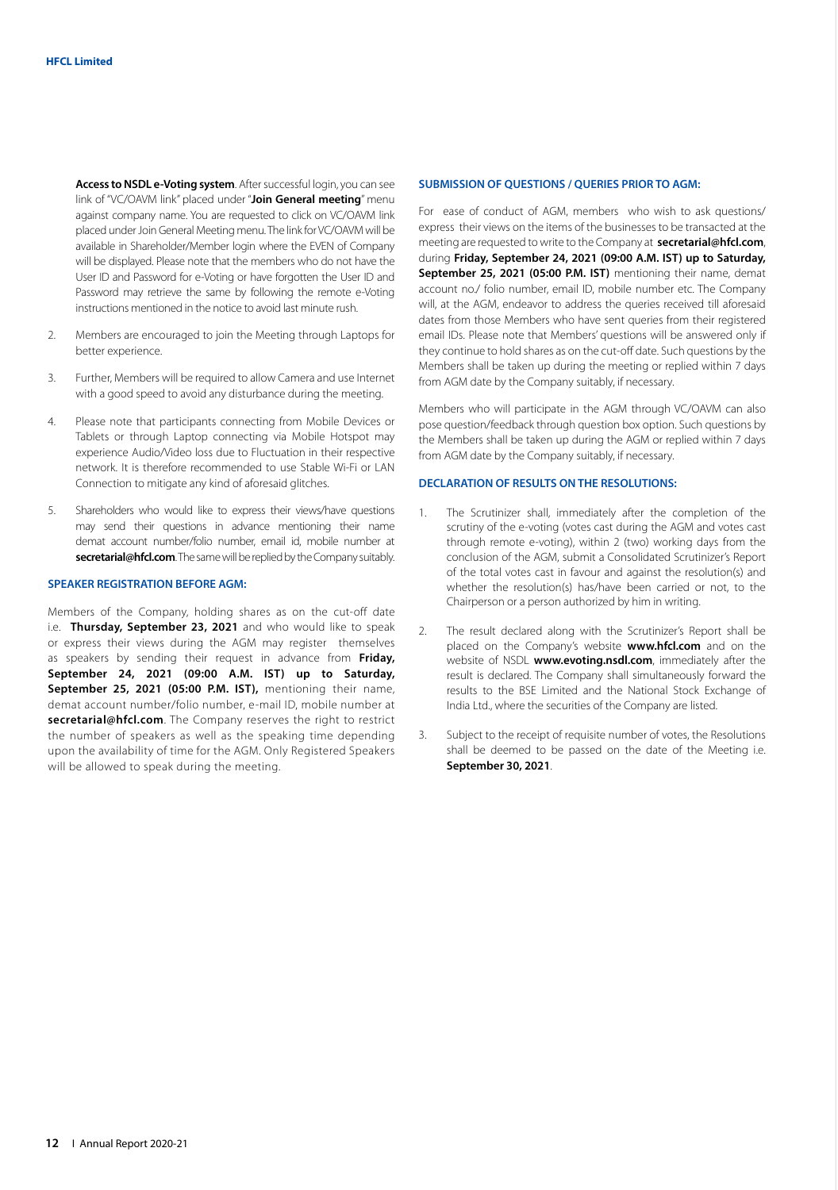**Access to NSDL e-Voting system**. After successful login, you can see link of "VC/OAVM link" placed under "**Join General meeting**" menu against company name. You are requested to click on VC/OAVM link placed under Join General Meeting menu. The link for VC/OAVM will be available in Shareholder/Member login where the EVEN of Company will be displayed. Please note that the members who do not have the User ID and Password for e-Voting or have forgotten the User ID and Password may retrieve the same by following the remote e-Voting instructions mentioned in the notice to avoid last minute rush.

2. Members are encouraged to join the Meeting through Laptops for better experience.

3. Further, Members will be required to allow Camera and use Internet with a good speed to avoid any disturbance during the meeting.

4. Please note that participants connecting from Mobile Devices or Tablets or through Laptop connecting via Mobile Hotspot may experience Audio/Video loss due to Fluctuation in their respective network. It is therefore recommended to use Stable Wi-Fi or LAN Connection to mitigate any kind of aforesaid glitches.

5. Shareholders who would like to express their views/have questions may send their questions in advance mentioning their name demat account number/folio number, email id, mobile number at **secretarial@hfcl.com**. The same will be replied by the Company suitably.

### SPEAKER REGISTRATION BEFORE AGM:

Members of the Company, holding shares as on the cut-off date i.e. **Thursday, September 23, 2021** and who would like to speak or express their views during the AGM may register themselves as speakers by sending their request in advance from **Friday, September 24, 2021 (09:00 A.M. IST) up to Saturday, September 25, 2021 (05:00 P.M. IST),** mentioning their name, demat account number/folio number, e-mail ID, mobile number at **secretarial@hfcl.com**. The Company reserves the right to restrict the number of speakers as well as the speaking time depending upon the availability of time for the AGM. Only Registered Speakers will be allowed to speak during the meeting.

### SUBMISSION OF QUESTIONS / QUERIES PRIOR TO AGM:

For ease of conduct of AGM, members who wish to ask questions/ express their views on the items of the businesses to be transacted at the meeting are requested to write to the Company at **secretarial@hfcl.com**, during **Friday, September 24, 2021 (09:00 A.M. IST) up to Saturday, September 25, 2021 (05:00 P.M. IST)** mentioning their name, demat account no./ folio number, email ID, mobile number etc. The Company will, at the AGM, endeavor to address the queries received till aforesaid dates from those Members who have sent queries from their registered email IDs. Please note that Members' questions will be answered only if they continue to hold shares as on the cut-off date. Such questions by the Members shall be taken up during the meeting or replied within 7 days from AGM date by the Company suitably, if necessary.

Members who will participate in the AGM through VC/OAVM can also pose question/feedback through question box option. Such questions by the Members shall be taken up during the AGM or replied within 7 days from AGM date by the Company suitably, if necessary.

### DECLARATION OF RESULTS ON THE RESOLUTIONS:

1. The Scrutinizer shall, immediately after the completion of the scrutiny of the e-voting (votes cast during the AGM and votes cast through remote e-voting), within 2 (two) working days from the conclusion of the AGM, submit a Consolidated Scrutinizer's Report of the total votes cast in favour and against the resolution(s) and whether the resolution(s) has/have been carried or not, to the Chairperson or a person authorized by him in writing.

2. The result declared along with the Scrutinizer's Report shall be placed on the Company's website **www.hfcl.com** and on the website of NSDL **www.evoting.nsdl.com**, immediately after the result is declared. The Company shall simultaneously forward the results to the BSE Limited and the National Stock Exchange of India Ltd., where the securities of the Company are listed.

3. Subject to the receipt of requisite number of votes, the Resolutions shall be deemed to be passed on the date of the Meeting i.e. **September 30, 2021**.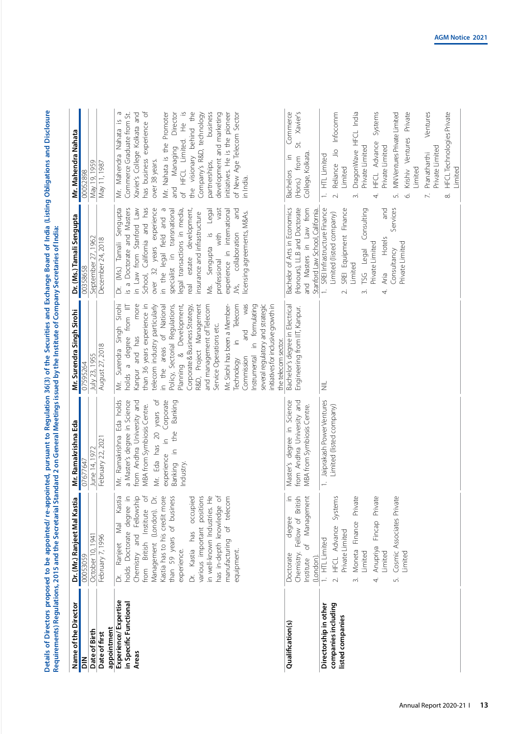**Details of Directors proposed to be appointed/ re-appointed, pursuant to Regulation 36(3) of the Securities and Exchange Board of India (Listing Obligations and Disclosure Requirements) Regulations, 2015 and the Secretarial Standard 2 on General Meetings issued by the Institute of Company Secretaries of India:**

| Name of the Director | Dr. (Mr.) Ranjeet Mal Kastia | Mr. Ramakrishna Eda | Mr. Surendra Singh Sirohi | Dr. (Ms.) Tamali Sengupta | Mr. Mahendra Nahata |
|---|---|---|---|---|---|
| DIN | 00053059 | 07677647 | 07595264 | 00358658 | 00052898 |
| Date of Birth | October 10, 1941 | June 14, 1972 | July 23, 1955 | September 27, 1962 | May 19, 1959 |
| Date of first appointment | February 7, 1996 | February 22, 2021 | August 27, 2018 | December 24, 2018 | May 11, 1987 |
| Experience/ Expertise in Specific Functional Areas | Dr. Ranjeet Mal Kastia holds Doctorate degree in Chemistry and Fellowship from British Institute of Management (London). Dr. Kastia has to his credit more than 59 years of business experience.<br><br>Dr. Kastia has occupied various important positions in well-known Industries. He has in-depth knowledge of telecom manufacturing of telecom equipment. | Mr. Ramakrishna Eda holds a Master's degree in Science from Andhra University and MBA from Symbiosis Centre.<br><br>Mr. Eda has 20 years of experience in Corporate Banking in the Banking Industry. | Mr. Surendra Singh Sirohi holds a degree from IIT Kanpur and has more than 36 years experience in telecom industry particularly in the areas of National Policy, Sectorial Regulations, Planning & Development, Corporate & Business Strategy, R&D, Project Management and management of Telecom Service Operations etc.<br><br>Mr. Sirohi has been a Member-Technology in Telecom Commission and was Instrumental in formulating several regulatory and strategic initiatives for inclusive growth in the telecom sector. | Dr. (Ms.) Tamali Sengupta is a Doctorate and Masters in Law from Stanford Law School, California and has over 32 years experience in the legal field and a specialist in transnational legal transactions in media, real estate development, insurance and infrastructure<br><br>Ms. Sengupta is Legal professional with vast experience in international JVs, collaboration and licensing agreements, M&As. | Mr. Mahendra Nahata is a Commerce Graduate from St. Xavier's College Kolkata and has business experience of over 38 years.<br><br>Mr. Nahata is the Promoter and Managing Director of HFCL Limited. He is the visionary behind the Company's R&D, technology partnerships, business development and marketing initiatives. He is the pioneer of New Age Telecom Sector in India. |
| Qualification(s) | Doctorate degree in Chemistry. Fellow of British Institute of Management (London). | Master's degree in Science from Andhra University and MBA from Symbiosis Centre. | Bachelor's degree in Electrical Engineering from IIT, Kanpur. | Bachelor of Arts in Economics (Honours), LLB and Doctorate and Masters in Law from Stanford Law School, California. | Bachelors in Commerce (Hons.) from St. Xavier's College, Kolkata. |
| Directorship in other companies including listed companies | 1. HTL Limited<br>2. HFCL Advance Systems Private Limited<br>3. Moneta Finance Private Limited<br>4. Anupriya Fincap Private Limited<br>5. Cosmic Associates Private Limited | 1. Jaiprakash Power Ventures Limited (listed company) | NIL | 1. SREI Infrastructure Finance Limited (listed company)<br>2. SREI Equipment Finance Limited<br>3. TSG Legal Consulting Private Limited<br>4. Aria Hotels and Consultancy Services Private Limited | 1. HTL Limited<br>2. Reliance Jio Infocomm Limited<br>3. DragonWave HFCL India Private Limited<br>4. HFCL Advance Systems Private Limited<br>5. MN Ventures Private Limited<br>6. Krishiv Ventures Private Limited<br>7. Pranatharthi Ventures Private Limited<br>8. HFCL Technologies Private Limited |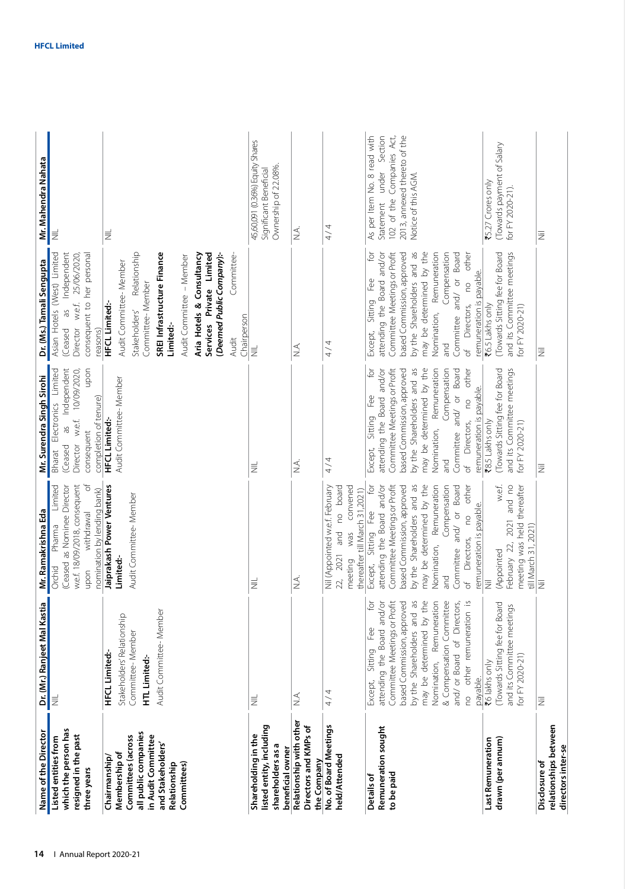| Name of the Director | Dr. (Mr.) Ranjeet Mal Kastia | Mr. Ramakrishna Eda | Mr. Surendra Singh Sirohi | Dr. (Ms.) Tamali Sengupta | Mr. Mahendra Nahata |
|---|---|---|---|---|---|
| Listed entities from which the person has resigned in the past three years | NIL | Orchid Pharma Limited (Ceased as Nominee Director w.e.f. 18/09/2018, consequent upon withdrawal of nomination by lending bank) | Bharat Electronics Limited (Ceased as Independent Director w.e.f. 10/09/2020, consequent upon completion of tenure) | Asian Hotels (West) Limited (Ceased as Independent Director w.e.f. 25/06/2020, consequent to her personal reasons) | NIL |
| Chairmanship/ Membership of Committees (across all public companies in Audit Committee and Stakeholders' Relationship Committees) | **HFCL Limited:-** Stakeholders' Relationship Committee- Member **HTL Limited:-** Audit Committee- Member | **Jaiprakash Power Ventures Limited:-** Audit Committee- Member | **HFCL Limited:-** Audit Committee- Member | **HFCL Limited:-** Audit Committee- Member Stakeholders' Relationship Committee- Member **SREI Infrastructure Finance Limited:-** Audit Committee – Member **Aria Hotels & Consultancy Services Private Limited (Deemed Public Company):-** Audit Committee- Chairperson | NIL |
| Shareholding in the listed entity, including shareholders as a beneficial owner | NIL | NIL | NIL | NIL | 45,60,091 (0.36%) Equity Shares Significant Beneficial Ownership of 22.08%. |
| Relationship with other Directors and KMPs of the Company | N.A. | N.A. | N.A. | N.A. | N.A. |
| No. of Board Meetings held/Attended | 4 / 4 | Nil (Appointed w.e.f. February 22, 2021 and no board meeting was convened thereafter till March 31, 2021) | 4 / 4 | 4 / 4 | 4 / 4 |
| Details of Remuneration sought to be paid | Except, Sitting Fee for attending the Board and/or Committee Meetings or Profit based Commission, approved by the Shareholders and as may be determined by the Nomination, Remuneration & Compensation Committee and/ or Board of Directors, no other remuneration is payable. | Except, Sitting Fee for attending the Board and/or Committee Meetings or Profit based Commission, approved by the Shareholders and as may be determined by the Nomination, Remuneration and Compensation Committee and/ or Board of Directors, no other remuneration is payable. | Except, Sitting Fee for attending the Board and/or Committee Meetings or Profit based Commission, approved by the Shareholders and as may be determined by the Nomination, Remuneration and Compensation Committee and/ or Board of Directors, no other remuneration is payable. | Except, Sitting Fee for attending the Board and/or Committee Meetings or Profit based Commission, approved by the Shareholders and as may be determined by the Nomination, Remuneration and Compensation Committee and/ or Board of Directors, no other remuneration is payable. | As per Item No. 8 read with Statement under Section 102 of the Companies Act, 2013, annexed thereto of the Notice of this AGM. |
| Last Remuneration drawn (per annum) | ₹6 lakhs only (Towards Sitting fee for Board and its Committee meetings for FY 2020-21) | Nil (Appointed w.e.f. February 22, 2021 and no meeting was held thereafter till March 31, 2021) | ₹8.5 Lakhs only (Towards Sitting fee for Board and its Committee meetings for FY 2020-21) | ₹6.5 Lakhs only (Towards Sitting fee for Board and its Committee meetings for FY 2020-21) | ₹5.27 Crores only (Towards payment of Salary for FY 2020-21). |
| Disclosure of relationships between directors inter-se | Nil | Nil | Nil | Nil | Nil |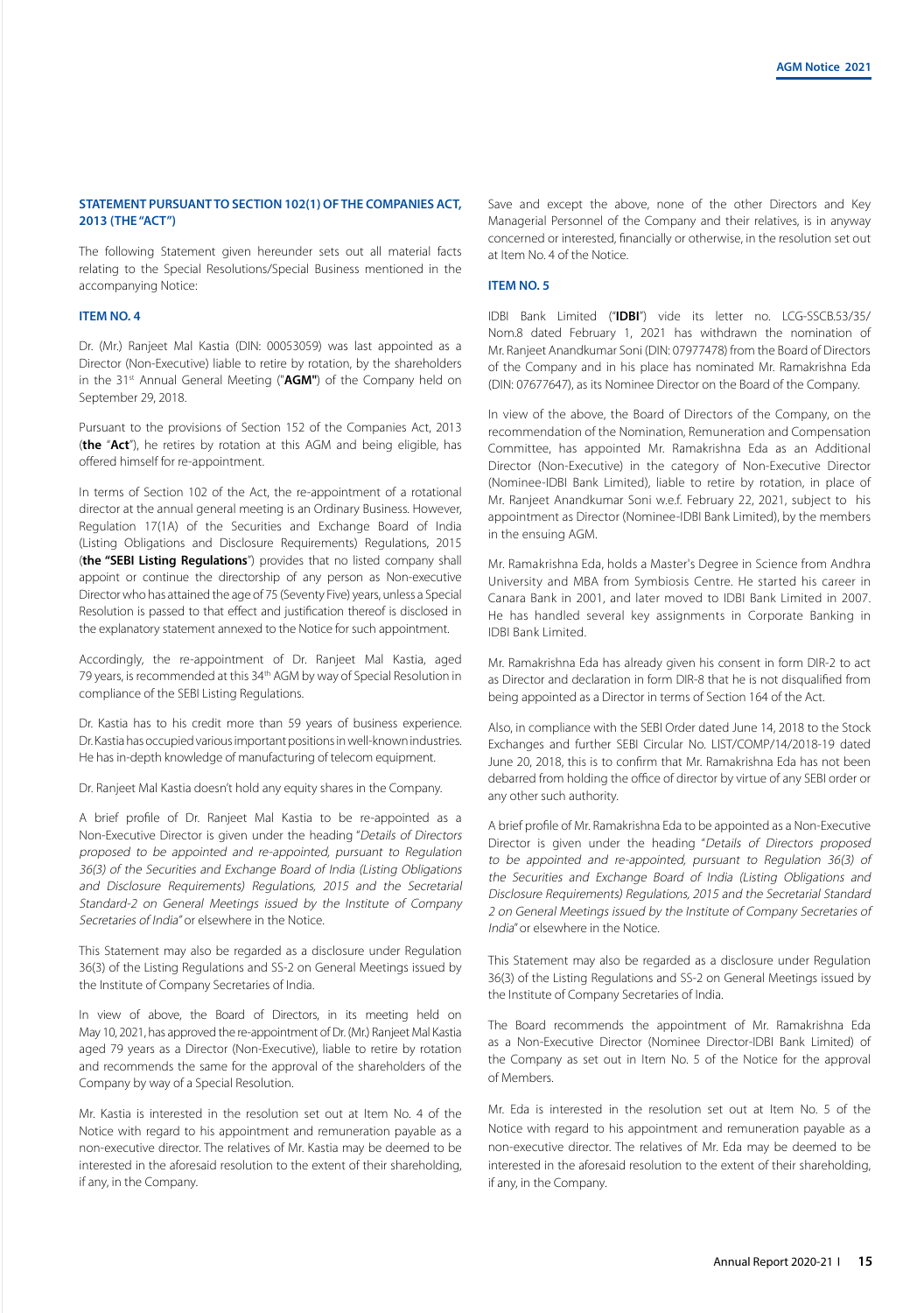## STATEMENT PURSUANT TO SECTION 102(1) OF THE COMPANIES ACT, 2013 (THE "ACT")

The following Statement given hereunder sets out all material facts relating to the Special Resolutions/Special Business mentioned in the accompanying Notice:

### ITEM NO. 4

Dr. (Mr.) Ranjeet Mal Kastia (DIN: 00053059) was last appointed as a Director (Non-Executive) liable to retire by rotation, by the shareholders in the 31st Annual General Meeting ("**AGM"**) of the Company held on September 29, 2018.

Pursuant to the provisions of Section 152 of the Companies Act, 2013 (**the** "**Act**"), he retires by rotation at this AGM and being eligible, has offered himself for re-appointment.

In terms of Section 102 of the Act, the re-appointment of a rotational director at the annual general meeting is an Ordinary Business. However, Regulation 17(1A) of the Securities and Exchange Board of India (Listing Obligations and Disclosure Requirements) Regulations, 2015 (**the "SEBI Listing Regulations**") provides that no listed company shall appoint or continue the directorship of any person as Non-executive Director who has attained the age of 75 (Seventy Five) years, unless a Special Resolution is passed to that effect and justification thereof is disclosed in the explanatory statement annexed to the Notice for such appointment.

Accordingly, the re-appointment of Dr. Ranjeet Mal Kastia, aged 79 years, is recommended at this 34th AGM by way of Special Resolution in compliance of the SEBI Listing Regulations.

Dr. Kastia has to his credit more than 59 years of business experience. Dr. Kastia has occupied various important positions in well-known industries. He has in-depth knowledge of manufacturing of telecom equipment.

Dr. Ranjeet Mal Kastia doesn't hold any equity shares in the Company.

A brief profile of Dr. Ranjeet Mal Kastia to be re-appointed as a Non-Executive Director is given under the heading "*Details of Directors proposed to be appointed and re-appointed, pursuant to Regulation 36(3) of the Securities and Exchange Board of India (Listing Obligations and Disclosure Requirements) Regulations, 2015 and the Secretarial Standard-2 on General Meetings issued by the Institute of Company Secretaries of India*" or elsewhere in the Notice.

This Statement may also be regarded as a disclosure under Regulation 36(3) of the Listing Regulations and SS-2 on General Meetings issued by the Institute of Company Secretaries of India.

In view of above, the Board of Directors, in its meeting held on May 10, 2021, has approved the re-appointment of Dr. (Mr.) Ranjeet Mal Kastia aged 79 years as a Director (Non-Executive), liable to retire by rotation and recommends the same for the approval of the shareholders of the Company by way of a Special Resolution.

Mr. Kastia is interested in the resolution set out at Item No. 4 of the Notice with regard to his appointment and remuneration payable as a non-executive director. The relatives of Mr. Kastia may be deemed to be interested in the aforesaid resolution to the extent of their shareholding, if any, in the Company.

Save and except the above, none of the other Directors and Key Managerial Personnel of the Company and their relatives, is in anyway concerned or interested, financially or otherwise, in the resolution set out at Item No. 4 of the Notice.

### ITEM NO. 5

IDBI Bank Limited ("**IDBI**") vide its letter no. LCG-SSCB.53/35/ Nom.8 dated February 1, 2021 has withdrawn the nomination of Mr. Ranjeet Anandkumar Soni (DIN: 07977478) from the Board of Directors of the Company and in his place has nominated Mr. Ramakrishna Eda (DIN: 07677647), as its Nominee Director on the Board of the Company.

In view of the above, the Board of Directors of the Company, on the recommendation of the Nomination, Remuneration and Compensation Committee, has appointed Mr. Ramakrishna Eda as an Additional Director (Non-Executive) in the category of Non-Executive Director (Nominee-IDBI Bank Limited), liable to retire by rotation, in place of Mr. Ranjeet Anandkumar Soni w.e.f. February 22, 2021, subject to his appointment as Director (Nominee-IDBI Bank Limited), by the members in the ensuing AGM.

Mr. Ramakrishna Eda, holds a Master's Degree in Science from Andhra University and MBA from Symbiosis Centre. He started his career in Canara Bank in 2001, and later moved to IDBI Bank Limited in 2007. He has handled several key assignments in Corporate Banking in IDBI Bank Limited.

Mr. Ramakrishna Eda has already given his consent in form DIR-2 to act as Director and declaration in form DIR-8 that he is not disqualified from being appointed as a Director in terms of Section 164 of the Act.

Also, in compliance with the SEBI Order dated June 14, 2018 to the Stock Exchanges and further SEBI Circular No. LIST/COMP/14/2018-19 dated June 20, 2018, this is to confirm that Mr. Ramakrishna Eda has not been debarred from holding the office of director by virtue of any SEBI order or any other such authority.

A brief profile of Mr. Ramakrishna Eda to be appointed as a Non-Executive Director is given under the heading "*Details of Directors proposed to be appointed and re-appointed, pursuant to Regulation 36(3) of the Securities and Exchange Board of India (Listing Obligations and Disclosure Requirements) Regulations, 2015 and the Secretarial Standard 2 on General Meetings issued by the Institute of Company Secretaries of India*" or elsewhere in the Notice.

This Statement may also be regarded as a disclosure under Regulation 36(3) of the Listing Regulations and SS-2 on General Meetings issued by the Institute of Company Secretaries of India.

The Board recommends the appointment of Mr. Ramakrishna Eda as a Non-Executive Director (Nominee Director-IDBI Bank Limited) of the Company as set out in Item No. 5 of the Notice for the approval of Members.

Mr. Eda is interested in the resolution set out at Item No. 5 of the Notice with regard to his appointment and remuneration payable as a non-executive director. The relatives of Mr. Eda may be deemed to be interested in the aforesaid resolution to the extent of their shareholding, if any, in the Company.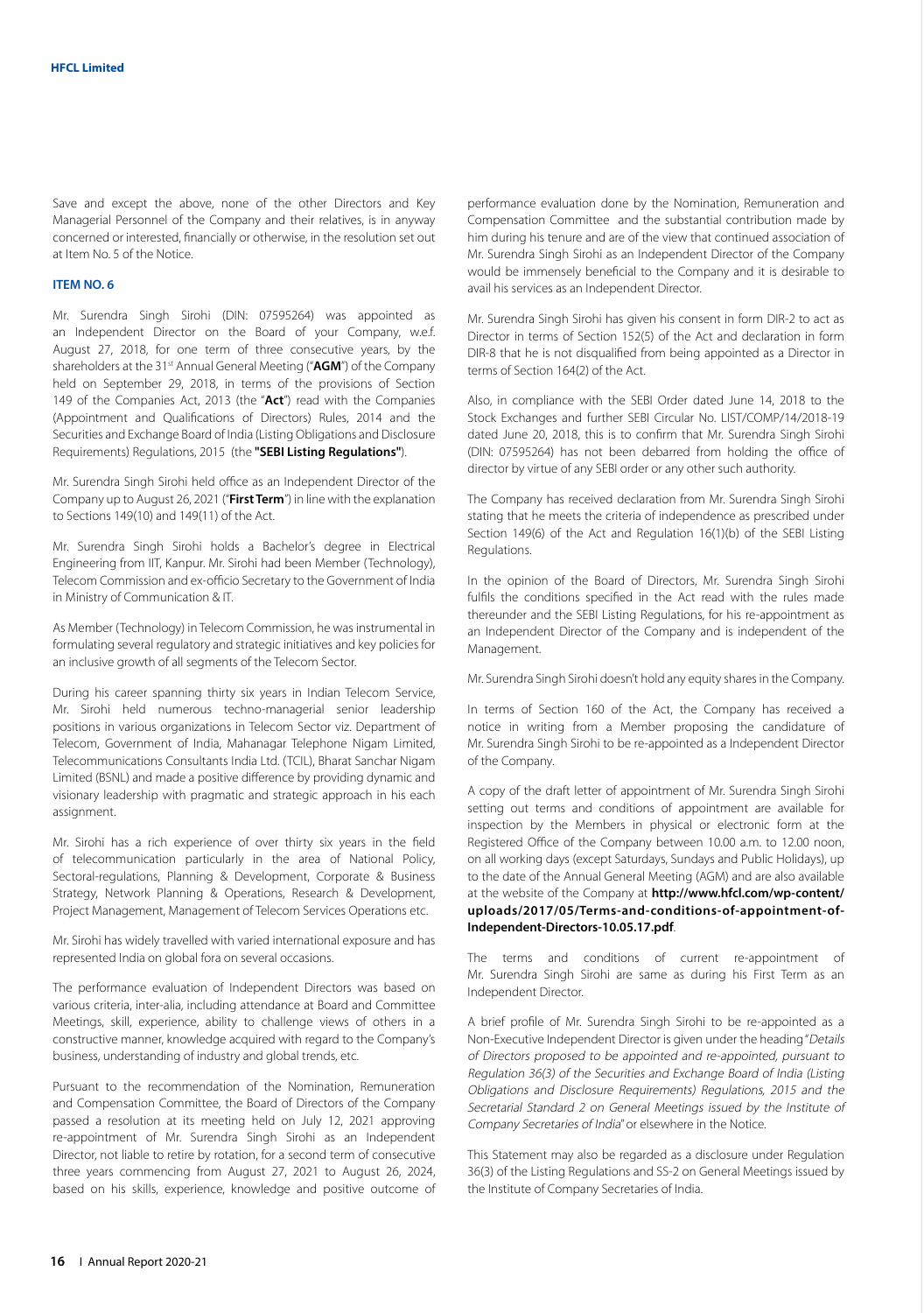Save and except the above, none of the other Directors and Key Managerial Personnel of the Company and their relatives, is in anyway concerned or interested, financially or otherwise, in the resolution set out at Item No. 5 of the Notice.

### ITEM NO. 6

Mr. Surendra Singh Sirohi (DIN: 07595264) was appointed as an Independent Director on the Board of your Company, w.e.f. August 27, 2018, for one term of three consecutive years, by the shareholders at the 31st Annual General Meeting ("**AGM**") of the Company held on September 29, 2018, in terms of the provisions of Section 149 of the Companies Act, 2013 (the "**Act**") read with the Companies (Appointment and Qualifications of Directors) Rules, 2014 and the Securities and Exchange Board of India (Listing Obligations and Disclosure Requirements) Regulations, 2015 (the **"SEBI Listing Regulations"**).

Mr. Surendra Singh Sirohi held office as an Independent Director of the Company up to August 26, 2021 ("**First Term**") in line with the explanation to Sections 149(10) and 149(11) of the Act.

Mr. Surendra Singh Sirohi holds a Bachelor's degree in Electrical Engineering from IIT, Kanpur. Mr. Sirohi had been Member (Technology), Telecom Commission and ex-officio Secretary to the Government of India in Ministry of Communication & IT.

As Member (Technology) in Telecom Commission, he was instrumental in formulating several regulatory and strategic initiatives and key policies for an inclusive growth of all segments of the Telecom Sector.

During his career spanning thirty six years in Indian Telecom Service, Mr. Sirohi held numerous techno-managerial senior leadership positions in various organizations in Telecom Sector viz. Department of Telecom, Government of India, Mahanagar Telephone Nigam Limited, Telecommunications Consultants India Ltd. (TCIL), Bharat Sanchar Nigam Limited (BSNL) and made a positive difference by providing dynamic and visionary leadership with pragmatic and strategic approach in his each assignment.

Mr. Sirohi has a rich experience of over thirty six years in the field of telecommunication particularly in the area of National Policy, Sectoral-regulations, Planning & Development, Corporate & Business Strategy, Network Planning & Operations, Research & Development, Project Management, Management of Telecom Services Operations etc.

Mr. Sirohi has widely travelled with varied international exposure and has represented India on global fora on several occasions.

The performance evaluation of Independent Directors was based on various criteria, inter-alia, including attendance at Board and Committee Meetings, skill, experience, ability to challenge views of others in a constructive manner, knowledge acquired with regard to the Company's business, understanding of industry and global trends, etc.

Pursuant to the recommendation of the Nomination, Remuneration and Compensation Committee, the Board of Directors of the Company passed a resolution at its meeting held on July 12, 2021 approving re-appointment of Mr. Surendra Singh Sirohi as an Independent Director, not liable to retire by rotation, for a second term of consecutive three years commencing from August 27, 2021 to August 26, 2024, based on his skills, experience, knowledge and positive outcome of performance evaluation done by the Nomination, Remuneration and Compensation Committee and the substantial contribution made by him during his tenure and are of the view that continued association of Mr. Surendra Singh Sirohi as an Independent Director of the Company would be immensely beneficial to the Company and it is desirable to avail his services as an Independent Director.

Mr. Surendra Singh Sirohi has given his consent in form DIR-2 to act as Director in terms of Section 152(5) of the Act and declaration in form DIR-8 that he is not disqualified from being appointed as a Director in terms of Section 164(2) of the Act.

Also, in compliance with the SEBI Order dated June 14, 2018 to the Stock Exchanges and further SEBI Circular No. LIST/COMP/14/2018-19 dated June 20, 2018, this is to confirm that Mr. Surendra Singh Sirohi (DIN: 07595264) has not been debarred from holding the office of director by virtue of any SEBI order or any other such authority.

The Company has received declaration from Mr. Surendra Singh Sirohi stating that he meets the criteria of independence as prescribed under Section 149(6) of the Act and Regulation 16(1)(b) of the SEBI Listing Regulations.

In the opinion of the Board of Directors, Mr. Surendra Singh Sirohi fulfils the conditions specified in the Act read with the rules made thereunder and the SEBI Listing Regulations, for his re-appointment as an Independent Director of the Company and is independent of the Management.

Mr. Surendra Singh Sirohi doesn't hold any equity shares in the Company.

In terms of Section 160 of the Act, the Company has received a notice in writing from a Member proposing the candidature of Mr. Surendra Singh Sirohi to be re-appointed as a Independent Director of the Company.

A copy of the draft letter of appointment of Mr. Surendra Singh Sirohi setting out terms and conditions of appointment are available for inspection by the Members in physical or electronic form at the Registered Office of the Company between 10.00 a.m. to 12.00 noon, on all working days (except Saturdays, Sundays and Public Holidays), up to the date of the Annual General Meeting (AGM) and are also available at the website of the Company at **http://www.hfcl.com/wp-content/uploads/2017/05/Terms-and-conditions-of-appointment-of-Independent-Directors-10.05.17.pdf**.

The terms and conditions of current re-appointment of Mr. Surendra Singh Sirohi are same as during his First Term as an Independent Director.

A brief profile of Mr. Surendra Singh Sirohi to be re-appointed as a Non-Executive Independent Director is given under the heading "*Details of Directors proposed to be appointed and re-appointed, pursuant to Regulation 36(3) of the Securities and Exchange Board of India (Listing Obligations and Disclosure Requirements) Regulations, 2015 and the Secretarial Standard 2 on General Meetings issued by the Institute of Company Secretaries of India*" or elsewhere in the Notice.

This Statement may also be regarded as a disclosure under Regulation 36(3) of the Listing Regulations and SS-2 on General Meetings issued by the Institute of Company Secretaries of India.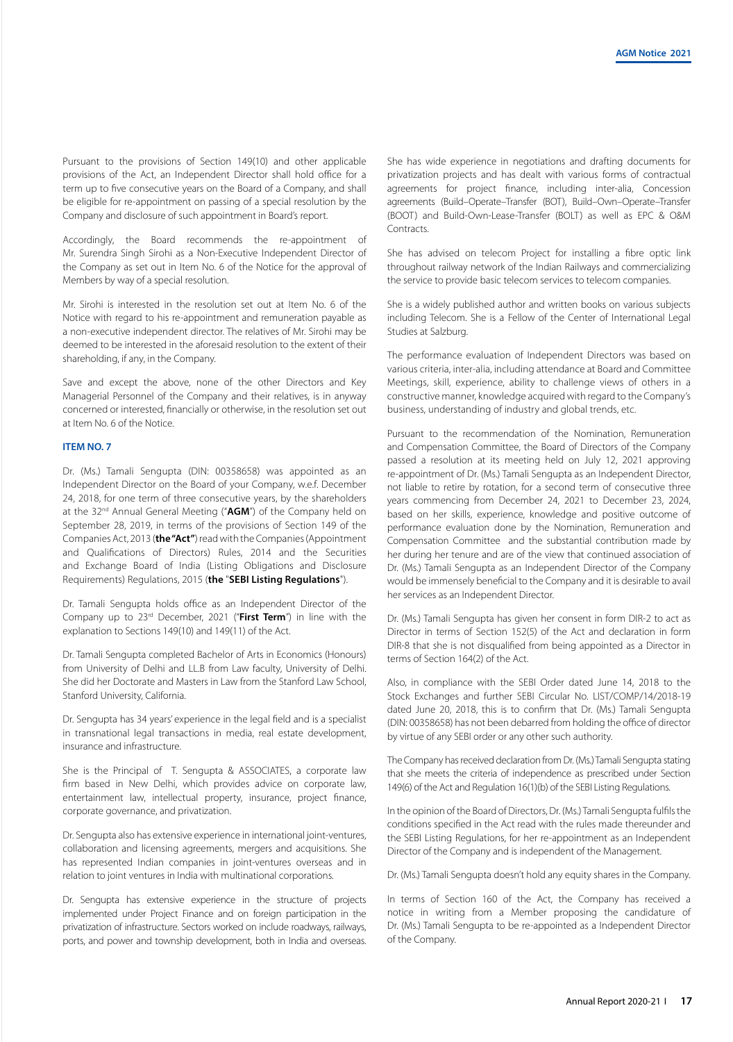Pursuant to the provisions of Section 149(10) and other applicable provisions of the Act, an Independent Director shall hold office for a term up to five consecutive years on the Board of a Company, and shall be eligible for re-appointment on passing of a special resolution by the Company and disclosure of such appointment in Board's report.

Accordingly, the Board recommends the re-appointment of Mr. Surendra Singh Sirohi as a Non-Executive Independent Director of the Company as set out in Item No. 6 of the Notice for the approval of Members by way of a special resolution.

Mr. Sirohi is interested in the resolution set out at Item No. 6 of the Notice with regard to his re-appointment and remuneration payable as a non-executive independent director. The relatives of Mr. Sirohi may be deemed to be interested in the aforesaid resolution to the extent of their shareholding, if any, in the Company.

Save and except the above, none of the other Directors and Key Managerial Personnel of the Company and their relatives, is in anyway concerned or interested, financially or otherwise, in the resolution set out at Item No. 6 of the Notice.

### ITEM NO. 7

Dr. (Ms.) Tamali Sengupta (DIN: 00358658) was appointed as an Independent Director on the Board of your Company, w.e.f. December 24, 2018, for one term of three consecutive years, by the shareholders at the 32nd Annual General Meeting ("**AGM**") of the Company held on September 28, 2019, in terms of the provisions of Section 149 of the Companies Act, 2013 (**the "Act"**) read with the Companies (Appointment and Qualifications of Directors) Rules, 2014 and the Securities and Exchange Board of India (Listing Obligations and Disclosure Requirements) Regulations, 2015 (**the "SEBI Listing Regulations"**).

Dr. Tamali Sengupta holds office as an Independent Director of the Company up to 23rd December, 2021 ("**First Term**") in line with the explanation to Sections 149(10) and 149(11) of the Act.

Dr. Tamali Sengupta completed Bachelor of Arts in Economics (Honours) from University of Delhi and LL.B from Law faculty, University of Delhi. She did her Doctorate and Masters in Law from the Stanford Law School, Stanford University, California.

Dr. Sengupta has 34 years' experience in the legal field and is a specialist in transnational legal transactions in media, real estate development, insurance and infrastructure.

She is the Principal of T. Sengupta & ASSOCIATES, a corporate law firm based in New Delhi, which provides advice on corporate law, entertainment law, intellectual property, insurance, project finance, corporate governance, and privatization.

Dr. Sengupta also has extensive experience in international joint-ventures, collaboration and licensing agreements, mergers and acquisitions. She has represented Indian companies in joint-ventures overseas and in relation to joint ventures in India with multinational corporations.

Dr. Sengupta has extensive experience in the structure of projects implemented under Project Finance and on foreign participation in the privatization of infrastructure. Sectors worked on include roadways, railways, ports, and power and township development, both in India and overseas.

She has wide experience in negotiations and drafting documents for privatization projects and has dealt with various forms of contractual agreements for project finance, including inter-alia, Concession agreements (Build–Operate–Transfer (BOT), Build–Own–Operate–Transfer (BOOT) and Build-Own-Lease-Transfer (BOLT) as well as EPC & O&M Contracts.

She has advised on telecom Project for installing a fibre optic link throughout railway network of the Indian Railways and commercializing the service to provide basic telecom services to telecom companies.

She is a widely published author and written books on various subjects including Telecom. She is a Fellow of the Center of International Legal Studies at Salzburg.

The performance evaluation of Independent Directors was based on various criteria, inter-alia, including attendance at Board and Committee Meetings, skill, experience, ability to challenge views of others in a constructive manner, knowledge acquired with regard to the Company's business, understanding of industry and global trends, etc.

Pursuant to the recommendation of the Nomination, Remuneration and Compensation Committee, the Board of Directors of the Company passed a resolution at its meeting held on July 12, 2021 approving re-appointment of Dr. (Ms.) Tamali Sengupta as an Independent Director, not liable to retire by rotation, for a second term of consecutive three years commencing from December 24, 2021 to December 23, 2024, based on her skills, experience, knowledge and positive outcome of performance evaluation done by the Nomination, Remuneration and Compensation Committee and the substantial contribution made by her during her tenure and are of the view that continued association of Dr. (Ms.) Tamali Sengupta as an Independent Director of the Company would be immensely beneficial to the Company and it is desirable to avail her services as an Independent Director.

Dr. (Ms.) Tamali Sengupta has given her consent in form DIR-2 to act as Director in terms of Section 152(5) of the Act and declaration in form DIR-8 that she is not disqualified from being appointed as a Director in terms of Section 164(2) of the Act.

Also, in compliance with the SEBI Order dated June 14, 2018 to the Stock Exchanges and further SEBI Circular No. LIST/COMP/14/2018-19 dated June 20, 2018, this is to confirm that Dr. (Ms.) Tamali Sengupta (DIN: 00358658) has not been debarred from holding the office of director by virtue of any SEBI order or any other such authority.

The Company has received declaration from Dr. (Ms.) Tamali Sengupta stating that she meets the criteria of independence as prescribed under Section 149(6) of the Act and Regulation 16(1)(b) of the SEBI Listing Regulations.

In the opinion of the Board of Directors, Dr. (Ms.) Tamali Sengupta fulfils the conditions specified in the Act read with the rules made thereunder and the SEBI Listing Regulations, for her re-appointment as an Independent Director of the Company and is independent of the Management.

Dr. (Ms.) Tamali Sengupta doesn't hold any equity shares in the Company.

In terms of Section 160 of the Act, the Company has received a notice in writing from a Member proposing the candidature of Dr. (Ms.) Tamali Sengupta to be re-appointed as a Independent Director of the Company.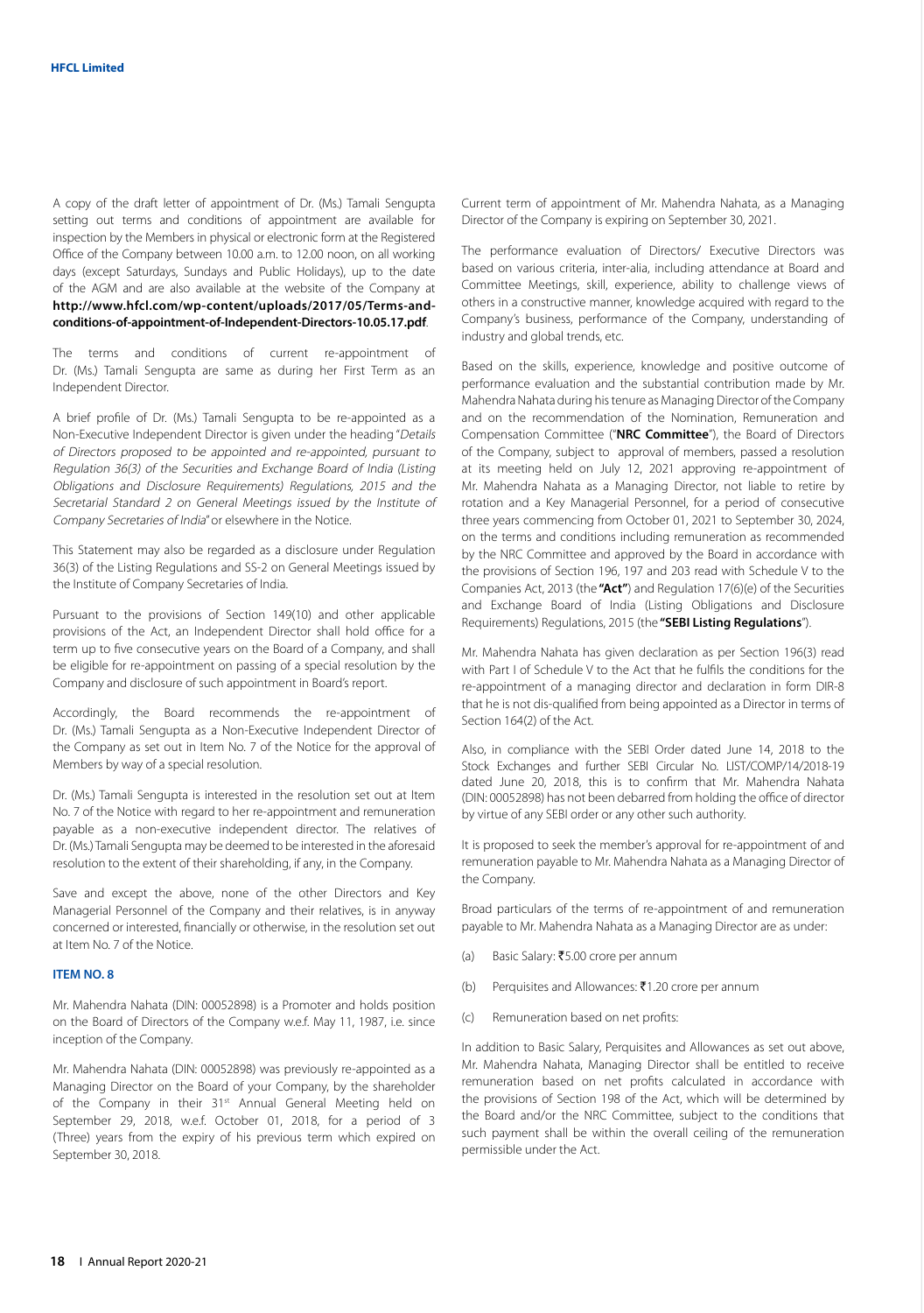A copy of the draft letter of appointment of Dr. (Ms.) Tamali Sengupta setting out terms and conditions of appointment are available for inspection by the Members in physical or electronic form at the Registered Office of the Company between 10.00 a.m. to 12.00 noon, on all working days (except Saturdays, Sundays and Public Holidays), up to the date of the AGM and are also available at the website of the Company at **http://www.hfcl.com/wp-content/uploads/2017/05/Terms-and-conditions-of-appointment-of-Independent-Directors-10.05.17.pdf**.

The terms and conditions of current re-appointment of Dr. (Ms.) Tamali Sengupta are same as during her First Term as an Independent Director.

A brief profile of Dr. (Ms.) Tamali Sengupta to be re-appointed as a Non-Executive Independent Director is given under the heading "*Details of Directors proposed to be appointed and re-appointed, pursuant to Regulation 36(3) of the Securities and Exchange Board of India (Listing Obligations and Disclosure Requirements) Regulations, 2015 and the Secretarial Standard 2 on General Meetings issued by the Institute of Company Secretaries of India*" or elsewhere in the Notice.

This Statement may also be regarded as a disclosure under Regulation 36(3) of the Listing Regulations and SS-2 on General Meetings issued by the Institute of Company Secretaries of India.

Pursuant to the provisions of Section 149(10) and other applicable provisions of the Act, an Independent Director shall hold office for a term up to five consecutive years on the Board of a Company, and shall be eligible for re-appointment on passing of a special resolution by the Company and disclosure of such appointment in Board's report.

Accordingly, the Board recommends the re-appointment of Dr. (Ms.) Tamali Sengupta as a Non-Executive Independent Director of the Company as set out in Item No. 7 of the Notice for the approval of Members by way of a special resolution.

Dr. (Ms.) Tamali Sengupta is interested in the resolution set out at Item No. 7 of the Notice with regard to her re-appointment and remuneration payable as a non-executive independent director. The relatives of Dr. (Ms.) Tamali Sengupta may be deemed to be interested in the aforesaid resolution to the extent of their shareholding, if any, in the Company.

Save and except the above, none of the other Directors and Key Managerial Personnel of the Company and their relatives, is in anyway concerned or interested, financially or otherwise, in the resolution set out at Item No. 7 of the Notice.

### ITEM NO. 8

Mr. Mahendra Nahata (DIN: 00052898) is a Promoter and holds position on the Board of Directors of the Company w.e.f. May 11, 1987, i.e. since inception of the Company.

Mr. Mahendra Nahata (DIN: 00052898) was previously re-appointed as a Managing Director on the Board of your Company, by the shareholder of the Company in their 31st Annual General Meeting held on September 29, 2018, w.e.f. October 01, 2018, for a period of 3 (Three) years from the expiry of his previous term which expired on September 30, 2018.

Current term of appointment of Mr. Mahendra Nahata, as a Managing Director of the Company is expiring on September 30, 2021.

The performance evaluation of Directors/ Executive Directors was based on various criteria, inter-alia, including attendance at Board and Committee Meetings, skill, experience, ability to challenge views of others in a constructive manner, knowledge acquired with regard to the Company's business, performance of the Company, understanding of industry and global trends, etc.

Based on the skills, experience, knowledge and positive outcome of performance evaluation and the substantial contribution made by Mr. Mahendra Nahata during his tenure as Managing Director of the Company and on the recommendation of the Nomination, Remuneration and Compensation Committee ("**NRC Committee**"), the Board of Directors of the Company, subject to approval of members, passed a resolution at its meeting held on July 12, 2021 approving re-appointment of Mr. Mahendra Nahata as a Managing Director, not liable to retire by rotation and a Key Managerial Personnel, for a period of consecutive three years commencing from October 01, 2021 to September 30, 2024, on the terms and conditions including remuneration as recommended by the NRC Committee and approved by the Board in accordance with the provisions of Section 196, 197 and 203 read with Schedule V to the Companies Act, 2013 (the **"Act"**) and Regulation 17(6)(e) of the Securities and Exchange Board of India (Listing Obligations and Disclosure Requirements) Regulations, 2015 (the **"SEBI Listing Regulations"**).

Mr. Mahendra Nahata has given declaration as per Section 196(3) read with Part I of Schedule V to the Act that he fulfils the conditions for the re-appointment of a managing director and declaration in form DIR-8 that he is not dis-qualified from being appointed as a Director in terms of Section 164(2) of the Act.

Also, in compliance with the SEBI Order dated June 14, 2018 to the Stock Exchanges and further SEBI Circular No. LIST/COMP/14/2018-19 dated June 20, 2018, this is to confirm that Mr. Mahendra Nahata (DIN: 00052898) has not been debarred from holding the office of director by virtue of any SEBI order or any other such authority.

It is proposed to seek the member's approval for re-appointment of and remuneration payable to Mr. Mahendra Nahata as a Managing Director of the Company.

Broad particulars of the terms of re-appointment of and remuneration payable to Mr. Mahendra Nahata as a Managing Director are as under:

(a) Basic Salary: ₹5.00 crore per annum

(b) Perquisites and Allowances: ₹1.20 crore per annum

(c) Remuneration based on net profits:

In addition to Basic Salary, Perquisites and Allowances as set out above, Mr. Mahendra Nahata, Managing Director shall be entitled to receive remuneration based on net profits calculated in accordance with the provisions of Section 198 of the Act, which will be determined by the Board and/or the NRC Committee, subject to the conditions that such payment shall be within the overall ceiling of the remuneration permissible under the Act.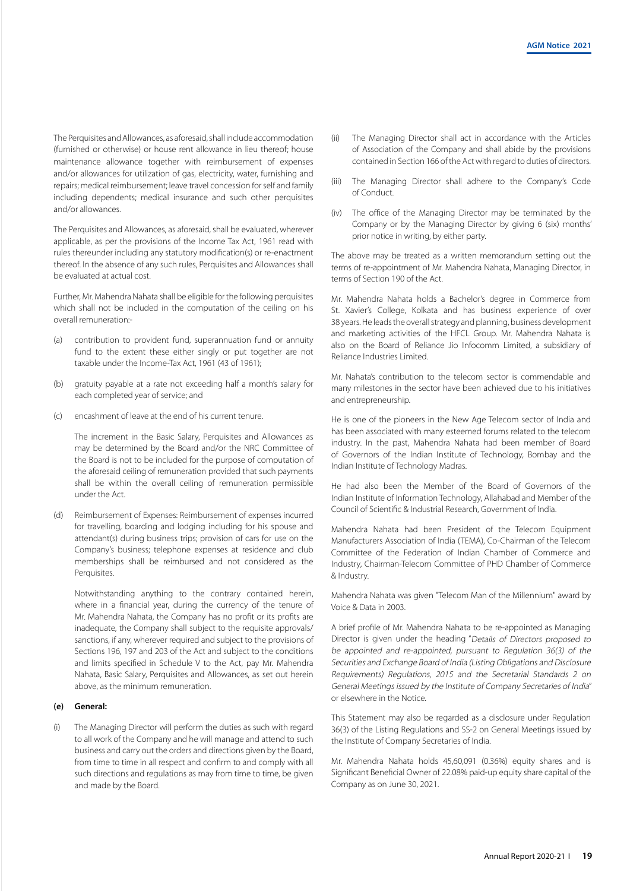The Perquisites and Allowances, as aforesaid, shall include accommodation (furnished or otherwise) or house rent allowance in lieu thereof; house maintenance allowance together with reimbursement of expenses and/or allowances for utilization of gas, electricity, water, furnishing and repairs; medical reimbursement; leave travel concession for self and family including dependents; medical insurance and such other perquisites and/or allowances.

The Perquisites and Allowances, as aforesaid, shall be evaluated, wherever applicable, as per the provisions of the Income Tax Act, 1961 read with rules thereunder including any statutory modification(s) or re-enactment thereof. In the absence of any such rules, Perquisites and Allowances shall be evaluated at actual cost.

Further, Mr. Mahendra Nahata shall be eligible for the following perquisites which shall not be included in the computation of the ceiling on his overall remuneration:-

(a) contribution to provident fund, superannuation fund or annuity fund to the extent these either singly or put together are not taxable under the Income-Tax Act, 1961 (43 of 1961);

(b) gratuity payable at a rate not exceeding half a month's salary for each completed year of service; and

(c) encashment of leave at the end of his current tenure.

The increment in the Basic Salary, Perquisites and Allowances as may be determined by the Board and/or the NRC Committee of the Board is not to be included for the purpose of computation of the aforesaid ceiling of remuneration provided that such payments shall be within the overall ceiling of remuneration permissible under the Act.

(d) Reimbursement of Expenses: Reimbursement of expenses incurred for travelling, boarding and lodging including for his spouse and attendant(s) during business trips; provision of cars for use on the Company's business; telephone expenses at residence and club memberships shall be reimbursed and not considered as the Perquisites.

Notwithstanding anything to the contrary contained herein, where in a financial year, during the currency of the tenure of Mr. Mahendra Nahata, the Company has no profit or its profits are inadequate, the Company shall subject to the requisite approvals/ sanctions, if any, wherever required and subject to the provisions of Sections 196, 197 and 203 of the Act and subject to the conditions and limits specified in Schedule V to the Act, pay Mr. Mahendra Nahata, Basic Salary, Perquisites and Allowances, as set out herein above, as the minimum remuneration.

**(e) General:**

(i) The Managing Director will perform the duties as such with regard to all work of the Company and he will manage and attend to such business and carry out the orders and directions given by the Board, from time to time in all respect and confirm to and comply with all such directions and regulations as may from time to time, be given and made by the Board.

(ii) The Managing Director shall act in accordance with the Articles of Association of the Company and shall abide by the provisions contained in Section 166 of the Act with regard to duties of directors.

(iii) The Managing Director shall adhere to the Company's Code of Conduct.

(iv) The office of the Managing Director may be terminated by the Company or by the Managing Director by giving 6 (six) months' prior notice in writing, by either party.

The above may be treated as a written memorandum setting out the terms of re-appointment of Mr. Mahendra Nahata, Managing Director, in terms of Section 190 of the Act.

Mr. Mahendra Nahata holds a Bachelor's degree in Commerce from St. Xavier's College, Kolkata and has business experience of over 38 years. He leads the overall strategy and planning, business development and marketing activities of the HFCL Group. Mr. Mahendra Nahata is also on the Board of Reliance Jio Infocomm Limited, a subsidiary of Reliance Industries Limited.

Mr. Nahata's contribution to the telecom sector is commendable and many milestones in the sector have been achieved due to his initiatives and entrepreneurship.

He is one of the pioneers in the New Age Telecom sector of India and has been associated with many esteemed forums related to the telecom industry. In the past, Mahendra Nahata had been member of Board of Governors of the Indian Institute of Technology, Bombay and the Indian Institute of Technology Madras.

He had also been the Member of the Board of Governors of the Indian Institute of Information Technology, Allahabad and Member of the Council of Scientific & Industrial Research, Government of India.

Mahendra Nahata had been President of the Telecom Equipment Manufacturers Association of India (TEMA), Co-Chairman of the Telecom Committee of the Federation of Indian Chamber of Commerce and Industry, Chairman-Telecom Committee of PHD Chamber of Commerce & Industry.

Mahendra Nahata was given "Telecom Man of the Millennium" award by Voice & Data in 2003.

A brief profile of Mr. Mahendra Nahata to be re-appointed as Managing Director is given under the heading "*Details of Directors proposed to be appointed and re-appointed, pursuant to Regulation 36(3) of the Securities and Exchange Board of India (Listing Obligations and Disclosure Requirements) Regulations, 2015 and the Secretarial Standards 2 on General Meetings issued by the Institute of Company Secretaries of India*" or elsewhere in the Notice.

This Statement may also be regarded as a disclosure under Regulation 36(3) of the Listing Regulations and SS-2 on General Meetings issued by the Institute of Company Secretaries of India.

Mr. Mahendra Nahata holds 45,60,091 (0.36%) equity shares and is Significant Beneficial Owner of 22.08% paid-up equity share capital of the Company as on June 30, 2021.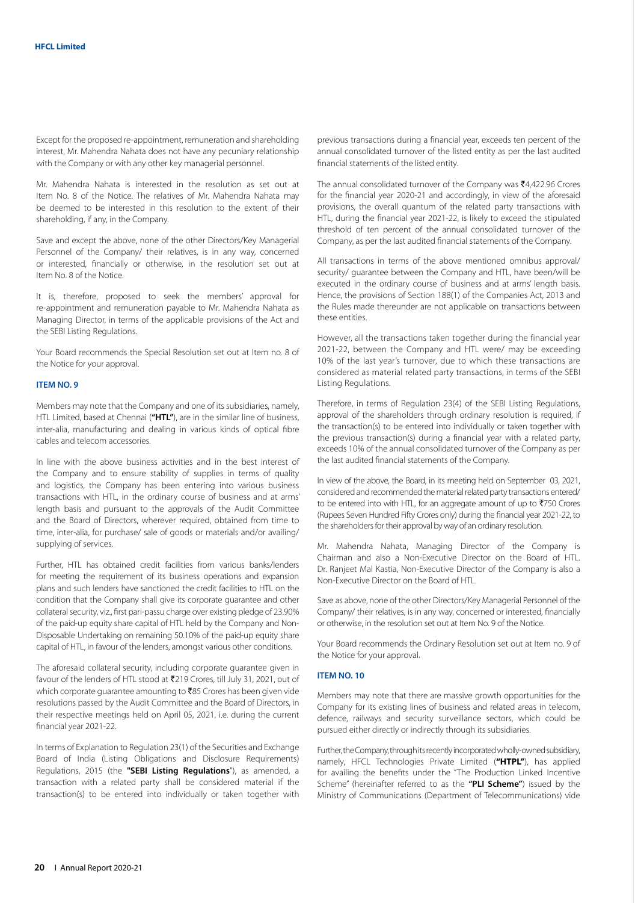Except for the proposed re-appointment, remuneration and shareholding interest, Mr. Mahendra Nahata does not have any pecuniary relationship with the Company or with any other key managerial personnel.

Mr. Mahendra Nahata is interested in the resolution as set out at Item No. 8 of the Notice. The relatives of Mr. Mahendra Nahata may be deemed to be interested in this resolution to the extent of their shareholding, if any, in the Company.

Save and except the above, none of the other Directors/Key Managerial Personnel of the Company/ their relatives, is in any way, concerned or interested, financially or otherwise, in the resolution set out at Item No. 8 of the Notice.

It is, therefore, proposed to seek the members' approval for re-appointment and remuneration payable to Mr. Mahendra Nahata as Managing Director, in terms of the applicable provisions of the Act and the SEBI Listing Regulations.

Your Board recommends the Special Resolution set out at Item no. 8 of the Notice for your approval.

### ITEM NO. 9

Members may note that the Company and one of its subsidiaries, namely, HTL Limited, based at Chennai (**"HTL"**), are in the similar line of business, inter-alia, manufacturing and dealing in various kinds of optical fibre cables and telecom accessories.

In line with the above business activities and in the best interest of the Company and to ensure stability of supplies in terms of quality and logistics, the Company has been entering into various business transactions with HTL, in the ordinary course of business and at arms' length basis and pursuant to the approvals of the Audit Committee and the Board of Directors, wherever required, obtained from time to time, inter-alia, for purchase/ sale of goods or materials and/or availing/ supplying of services.

Further, HTL has obtained credit facilities from various banks/lenders for meeting the requirement of its business operations and expansion plans and such lenders have sanctioned the credit facilities to HTL on the condition that the Company shall give its corporate guarantee and other collateral security, viz., first pari-passu charge over existing pledge of 23.90% of the paid-up equity share capital of HTL held by the Company and Non-Disposable Undertaking on remaining 50.10% of the paid-up equity share capital of HTL, in favour of the lenders, amongst various other conditions.

The aforesaid collateral security, including corporate guarantee given in favour of the lenders of HTL stood at ₹219 Crores, till July 31, 2021, out of which corporate guarantee amounting to ₹85 Crores has been given vide resolutions passed by the Audit Committee and the Board of Directors, in their respective meetings held on April 05, 2021, i.e. during the current financial year 2021-22.

In terms of Explanation to Regulation 23(1) of the Securities and Exchange Board of India (Listing Obligations and Disclosure Requirements) Regulations, 2015 (the **"SEBI Listing Regulations"**), as amended, a transaction with a related party shall be considered material if the transaction(s) to be entered into individually or taken together with previous transactions during a financial year, exceeds ten percent of the annual consolidated turnover of the listed entity as per the last audited financial statements of the listed entity.

The annual consolidated turnover of the Company was ₹4,422.96 Crores for the financial year 2020-21 and accordingly, in view of the aforesaid provisions, the overall quantum of the related party transactions with HTL, during the financial year 2021-22, is likely to exceed the stipulated threshold of ten percent of the annual consolidated turnover of the Company, as per the last audited financial statements of the Company.

All transactions in terms of the above mentioned omnibus approval/ security/ guarantee between the Company and HTL, have been/will be executed in the ordinary course of business and at arms' length basis. Hence, the provisions of Section 188(1) of the Companies Act, 2013 and the Rules made thereunder are not applicable on transactions between these entities.

However, all the transactions taken together during the financial year 2021-22, between the Company and HTL were/ may be exceeding 10% of the last year's turnover, due to which these transactions are considered as material related party transactions, in terms of the SEBI Listing Regulations.

Therefore, in terms of Regulation 23(4) of the SEBI Listing Regulations, approval of the shareholders through ordinary resolution is required, if the transaction(s) to be entered into individually or taken together with the previous transaction(s) during a financial year with a related party, exceeds 10% of the annual consolidated turnover of the Company as per the last audited financial statements of the Company.

In view of the above, the Board, in its meeting held on September 03, 2021, considered and recommended the material related party transactions entered/ to be entered into with HTL, for an aggregate amount of up to ₹750 Crores (Rupees Seven Hundred Fifty Crores only) during the financial year 2021-22, to the shareholders for their approval by way of an ordinary resolution.

Mr. Mahendra Nahata, Managing Director of the Company is Chairman and also a Non-Executive Director on the Board of HTL. Dr. Ranjeet Mal Kastia, Non-Executive Director of the Company is also a Non-Executive Director on the Board of HTL.

Save as above, none of the other Directors/Key Managerial Personnel of the Company/ their relatives, is in any way, concerned or interested, financially or otherwise, in the resolution set out at Item No. 9 of the Notice.

Your Board recommends the Ordinary Resolution set out at Item no. 9 of the Notice for your approval.

### ITEM NO. 10

Members may note that there are massive growth opportunities for the Company for its existing lines of business and related areas in telecom, defence, railways and security surveillance sectors, which could be pursued either directly or indirectly through its subsidiaries.

Further, the Company, through its recently incorporated wholly-owned subsidiary, namely, HFCL Technologies Private Limited (**"HTPL"**), has applied for availing the benefits under the "The Production Linked Incentive Scheme" (hereinafter referred to as the **"PLI Scheme"**) issued by the Ministry of Communications (Department of Telecommunications) vide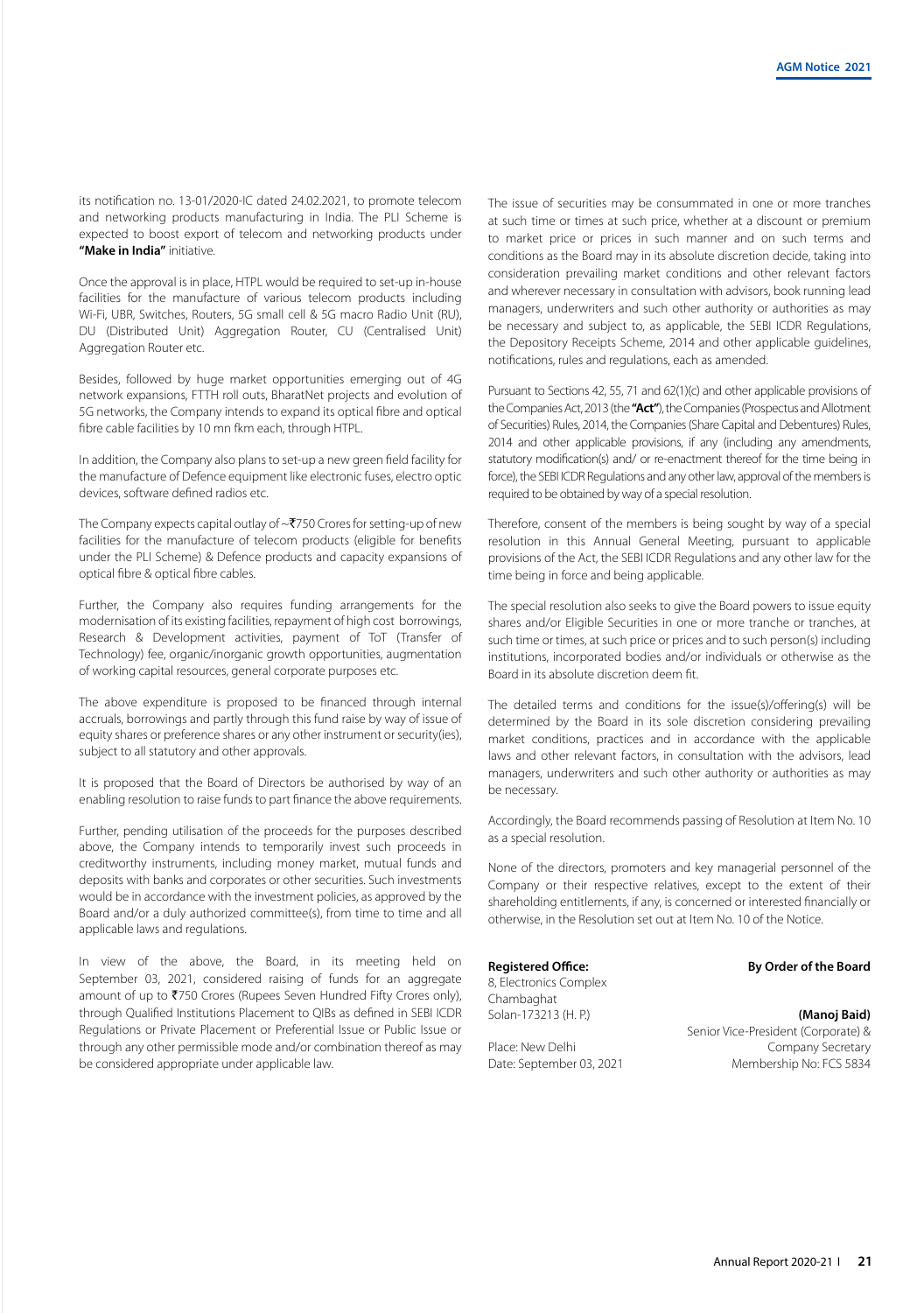its notification no. 13-01/2020-IC dated 24.02.2021, to promote telecom and networking products manufacturing in India. The PLI Scheme is expected to boost export of telecom and networking products under **"Make in India"** initiative.

Once the approval is in place, HTPL would be required to set-up in-house facilities for the manufacture of various telecom products including Wi-Fi, UBR, Switches, Routers, 5G small cell & 5G macro Radio Unit (RU), DU (Distributed Unit) Aggregation Router, CU (Centralised Unit) Aggregation Router etc.

Besides, followed by huge market opportunities emerging out of 4G network expansions, FTTH roll outs, BharatNet projects and evolution of 5G networks, the Company intends to expand its optical fibre and optical fibre cable facilities by 10 mn fkm each, through HTPL.

In addition, the Company also plans to set-up a new green field facility for the manufacture of Defence equipment like electronic fuses, electro optic devices, software defined radios etc.

The Company expects capital outlay of ~₹750 Crores for setting-up of new facilities for the manufacture of telecom products (eligible for benefits under the PLI Scheme) & Defence products and capacity expansions of optical fibre & optical fibre cables.

Further, the Company also requires funding arrangements for the modernisation of its existing facilities, repayment of high cost borrowings, Research & Development activities, payment of ToT (Transfer of Technology) fee, organic/inorganic growth opportunities, augmentation of working capital resources, general corporate purposes etc.

The above expenditure is proposed to be financed through internal accruals, borrowings and partly through this fund raise by way of issue of equity shares or preference shares or any other instrument or security(ies), subject to all statutory and other approvals.

It is proposed that the Board of Directors be authorised by way of an enabling resolution to raise funds to part finance the above requirements.

Further, pending utilisation of the proceeds for the purposes described above, the Company intends to temporarily invest such proceeds in creditworthy instruments, including money market, mutual funds and deposits with banks and corporates or other securities. Such investments would be in accordance with the investment policies, as approved by the Board and/or a duly authorized committee(s), from time to time and all applicable laws and regulations.

In view of the above, the Board, in its meeting held on September 03, 2021, considered raising of funds for an aggregate amount of up to ₹750 Crores (Rupees Seven Hundred Fifty Crores only), through Qualified Institutions Placement to QIBs as defined in SEBI ICDR Regulations or Private Placement or Preferential Issue or Public Issue or through any other permissible mode and/or combination thereof as may be considered appropriate under applicable law.

The issue of securities may be consummated in one or more tranches at such time or times at such price, whether at a discount or premium to market price or prices in such manner and on such terms and conditions as the Board may in its absolute discretion decide, taking into consideration prevailing market conditions and other relevant factors and wherever necessary in consultation with advisors, book running lead managers, underwriters and such other authority or authorities as may be necessary and subject to, as applicable, the SEBI ICDR Regulations, the Depository Receipts Scheme, 2014 and other applicable guidelines, notifications, rules and regulations, each as amended.

Pursuant to Sections 42, 55, 71 and 62(1)(c) and other applicable provisions of the Companies Act, 2013 (the **"Act"**), the Companies (Prospectus and Allotment of Securities) Rules, 2014, the Companies (Share Capital and Debentures) Rules, 2014 and other applicable provisions, if any (including any amendments, statutory modification(s) and/ or re-enactment thereof for the time being in force), the SEBI ICDR Regulations and any other law, approval of the members is required to be obtained by way of a special resolution.

Therefore, consent of the members is being sought by way of a special resolution in this Annual General Meeting, pursuant to applicable provisions of the Act, the SEBI ICDR Regulations and any other law for the time being in force and being applicable.

The special resolution also seeks to give the Board powers to issue equity shares and/or Eligible Securities in one or more tranche or tranches, at such time or times, at such price or prices and to such person(s) including institutions, incorporated bodies and/or individuals or otherwise as the Board in its absolute discretion deem fit.

The detailed terms and conditions for the issue(s)/offering(s) will be determined by the Board in its sole discretion considering prevailing market conditions, practices and in accordance with the applicable laws and other relevant factors, in consultation with the advisors, lead managers, underwriters and such other authority or authorities as may be necessary.

Accordingly, the Board recommends passing of Resolution at Item No. 10 as a special resolution.

None of the directors, promoters and key managerial personnel of the Company or their respective relatives, except to the extent of their shareholding entitlements, if any, is concerned or interested financially or otherwise, in the Resolution set out at Item No. 10 of the Notice.

**Registered Office:**
8, Electronics Complex
Chambaghat
Solan-173213 (H. P.)

Place: New Delhi
Date: September 03, 2021

**By Order of the Board**

**(Manoj Baid)**
Senior Vice-President (Corporate) &
Company Secretary
Membership No: FCS 5834